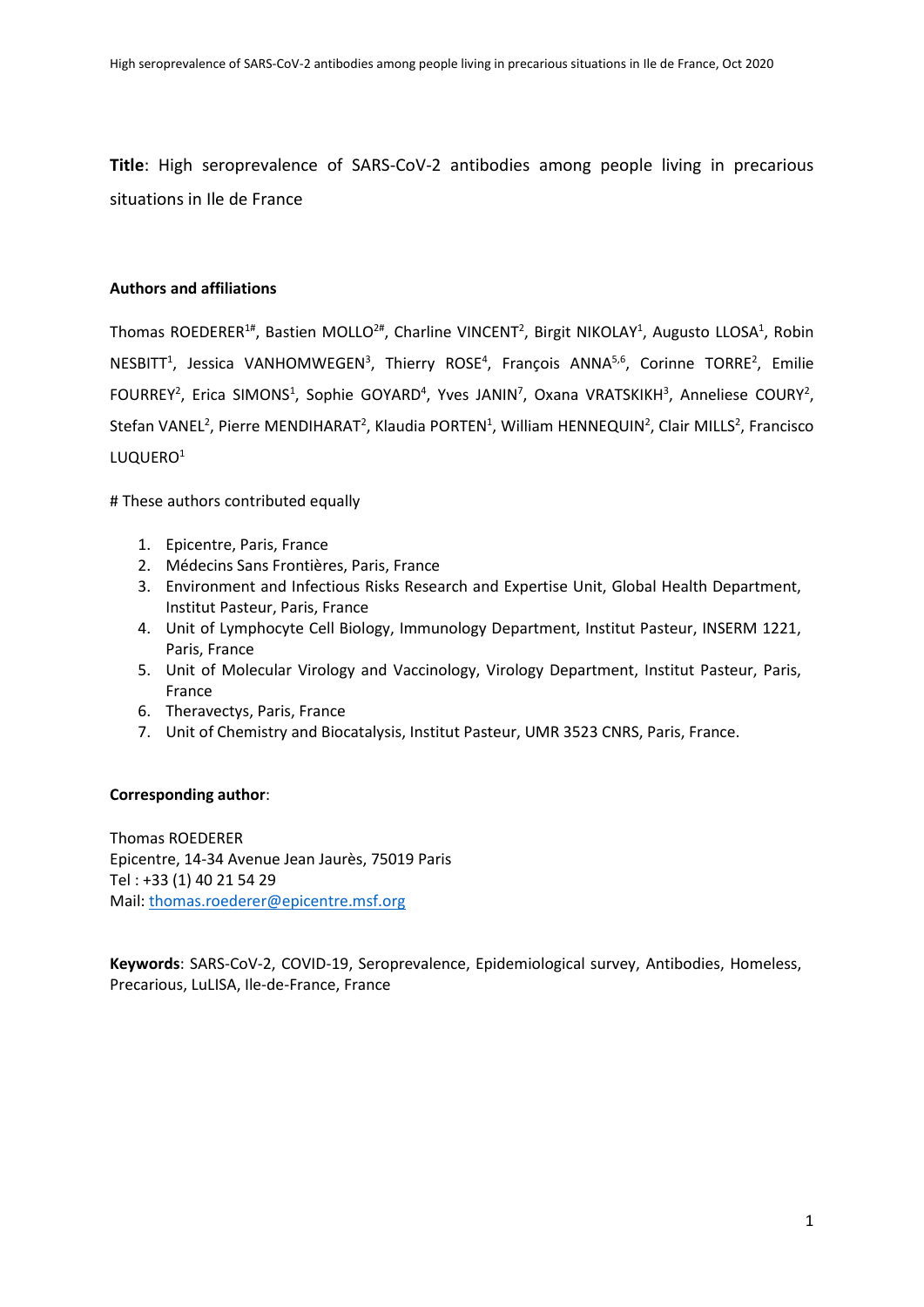**Title**: High seroprevalence of SARS-CoV-2 antibodies among people living in precarious situations in Ile de France

**Authors and affiliations**

Thomas ROEDERER[1#], Bastien MOLLO[2#], Charline VINCENT[2], Birgit NIKOLAY[1], Augusto LLOSA[1], Robin NESBITT[1], Jessica VANHOMWEGEN[3], Thierry ROSE[4], François ANNA[5,6], Corinne TORRE[2], Emilie FOURREY[2], Erica SIMONS[1], Sophie GOYARD[4], Yves JANIN[7], Oxana VRATSKIKH[3], Anneliese COURY[2], Stefan VANEL[2], Pierre MENDIHARAT[2], Klaudia PORTEN[1], William HENNEQUIN[2], Clair MILLS[2], Francisco LUQUERO[1]

# These authors contributed equally

1. Epicentre, Paris, France
2. Médecins Sans Frontières, Paris, France
3. Environment and Infectious Risks Research and Expertise Unit, Global Health Department, Institut Pasteur, Paris, France
4. Unit of Lymphocyte Cell Biology, Immunology Department, Institut Pasteur, INSERM 1221, Paris, France
5. Unit of Molecular Virology and Vaccinology, Virology Department, Institut Pasteur, Paris, France
6. Theravectys, Paris, France
7. Unit of Chemistry and Biocatalysis, Institut Pasteur, UMR 3523 CNRS, Paris, France.

**Corresponding author**:

Thomas ROEDERER
Epicentre, 14-34 Avenue Jean Jaurès, 75019 Paris
Tel : +33 (1) 40 21 54 29
Mail: thomas.roederer@epicentre.msf.org

**Keywords**: SARS-CoV-2, COVID-19, Seroprevalence, Epidemiological survey, Antibodies, Homeless, Precarious, LuLISA, Ile-de-France, France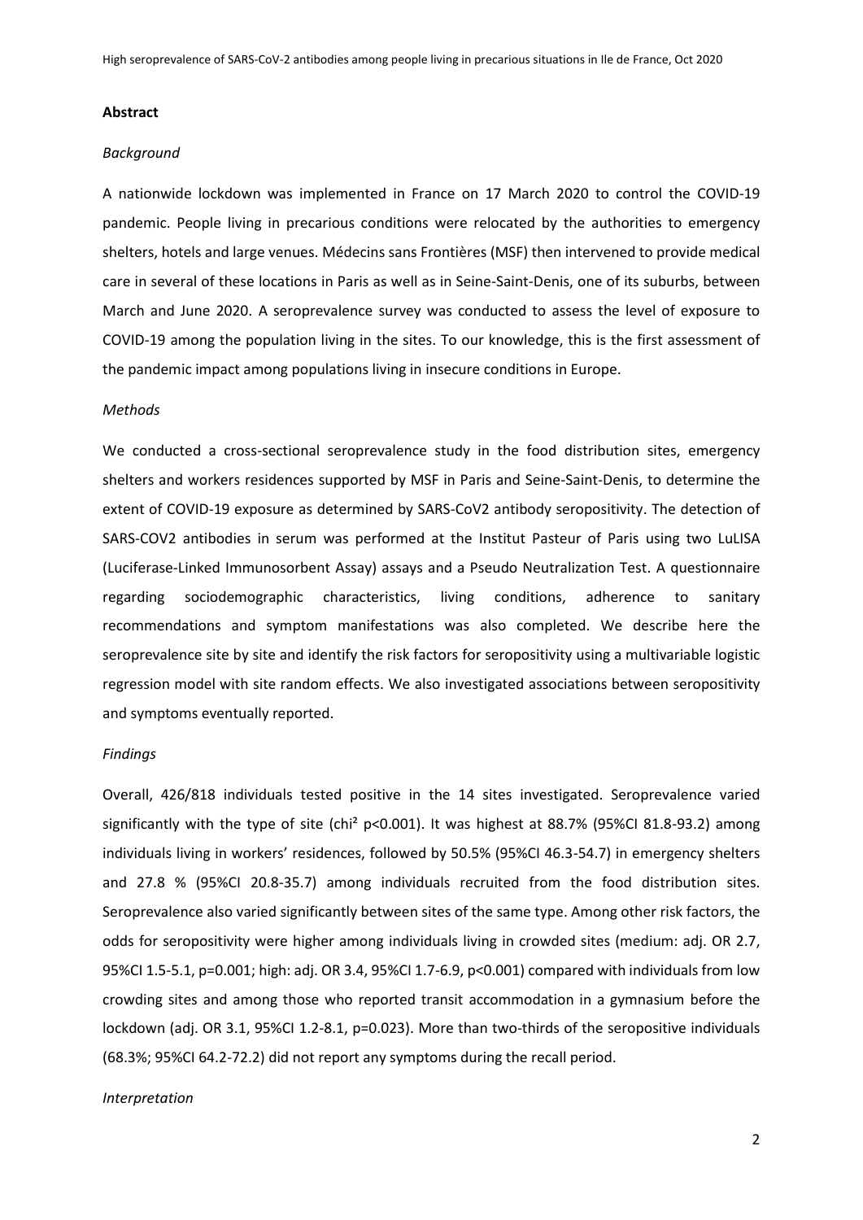## Abstract

### *Background*

A nationwide lockdown was implemented in France on 17 March 2020 to control the COVID-19 pandemic. People living in precarious conditions were relocated by the authorities to emergency shelters, hotels and large venues. Médecins sans Frontières (MSF) then intervened to provide medical care in several of these locations in Paris as well as in Seine-Saint-Denis, one of its suburbs, between March and June 2020. A seroprevalence survey was conducted to assess the level of exposure to COVID-19 among the population living in the sites. To our knowledge, this is the first assessment of the pandemic impact among populations living in insecure conditions in Europe.

### *Methods*

We conducted a cross-sectional seroprevalence study in the food distribution sites, emergency shelters and workers residences supported by MSF in Paris and Seine-Saint-Denis, to determine the extent of COVID-19 exposure as determined by SARS-CoV2 antibody seropositivity. The detection of SARS-COV2 antibodies in serum was performed at the Institut Pasteur of Paris using two LuLISA (Luciferase-Linked Immunosorbent Assay) assays and a Pseudo Neutralization Test. A questionnaire regarding sociodemographic characteristics, living conditions, adherence to sanitary recommendations and symptom manifestations was also completed. We describe here the seroprevalence site by site and identify the risk factors for seropositivity using a multivariable logistic regression model with site random effects. We also investigated associations between seropositivity and symptoms eventually reported.

### *Findings*

Overall, 426/818 individuals tested positive in the 14 sites investigated. Seroprevalence varied significantly with the type of site (chi² $p<0.001$). It was highest at 88.7% (95%CI 81.8-93.2) among individuals living in workers' residences, followed by 50.5% (95%CI 46.3-54.7) in emergency shelters and 27.8 % (95%CI 20.8-35.7) among individuals recruited from the food distribution sites. Seroprevalence also varied significantly between sites of the same type. Among other risk factors, the odds for seropositivity were higher among individuals living in crowded sites (medium: adj. OR 2.7, 95%CI 1.5-5.1, $p=0.001$; high: adj. OR 3.4, 95%CI 1.7-6.9, $p<0.001$) compared with individuals from low crowding sites and among those who reported transit accommodation in a gymnasium before the lockdown (adj. OR 3.1, 95%CI 1.2-8.1, $p=0.023$). More than two-thirds of the seropositive individuals (68.3%; 95%CI 64.2-72.2) did not report any symptoms during the recall period.

### *Interpretation*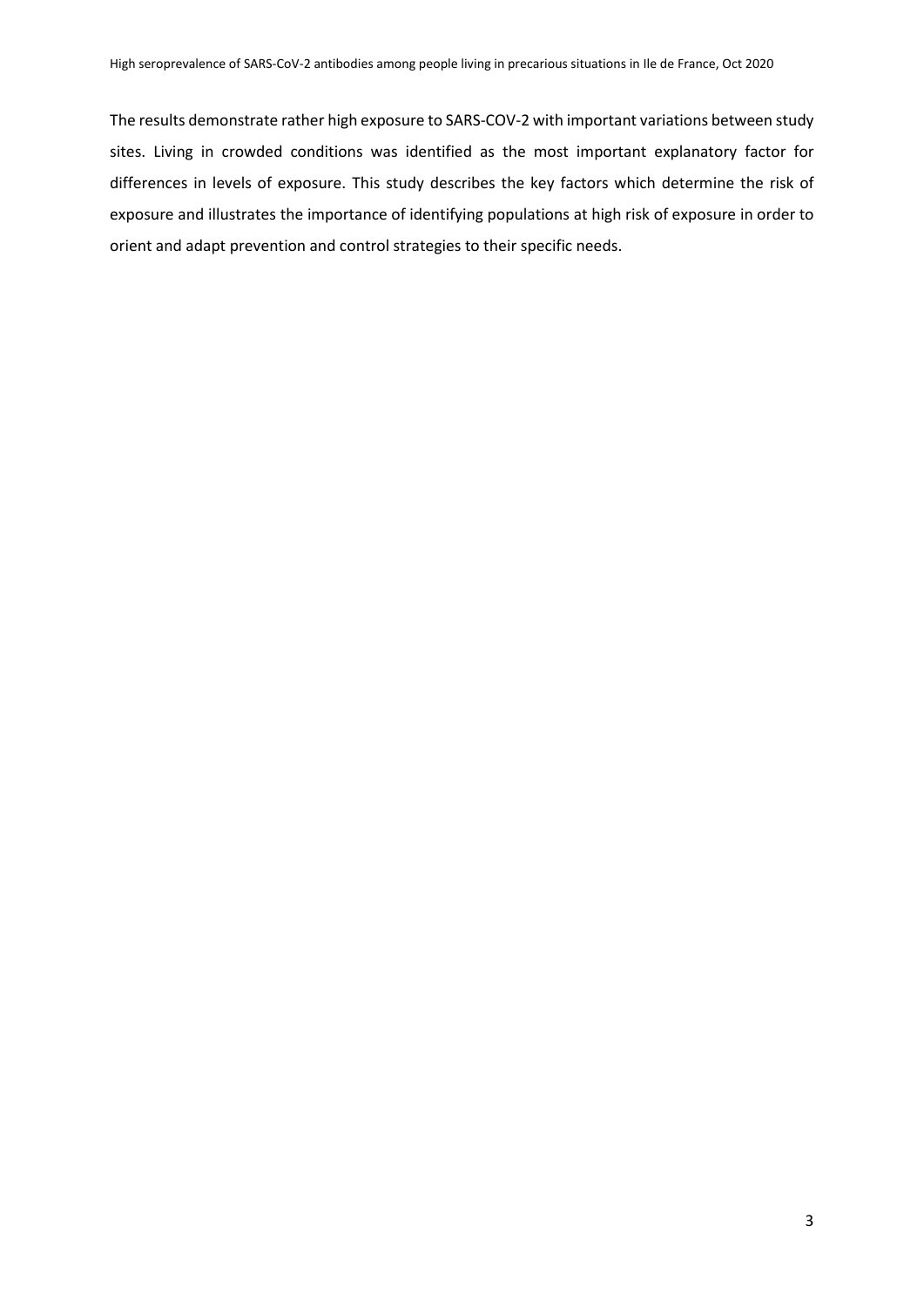The results demonstrate rather high exposure to SARS-COV-2 with important variations between study sites. Living in crowded conditions was identified as the most important explanatory factor for differences in levels of exposure. This study describes the key factors which determine the risk of exposure and illustrates the importance of identifying populations at high risk of exposure in order to orient and adapt prevention and control strategies to their specific needs.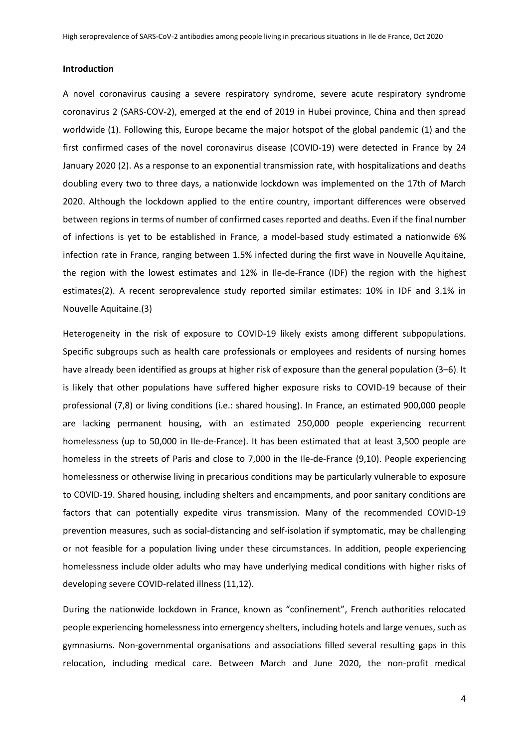## Introduction

A novel coronavirus causing a severe respiratory syndrome, severe acute respiratory syndrome coronavirus 2 (SARS-COV-2), emerged at the end of 2019 in Hubei province, China and then spread worldwide (1). Following this, Europe became the major hotspot of the global pandemic (1) and the first confirmed cases of the novel coronavirus disease (COVID-19) were detected in France by 24 January 2020 (2). As a response to an exponential transmission rate, with hospitalizations and deaths doubling every two to three days, a nationwide lockdown was implemented on the 17th of March 2020. Although the lockdown applied to the entire country, important differences were observed between regions in terms of number of confirmed cases reported and deaths. Even if the final number of infections is yet to be established in France, a model-based study estimated a nationwide 6% infection rate in France, ranging between 1.5% infected during the first wave in Nouvelle Aquitaine, the region with the lowest estimates and 12% in Ile-de-France (IDF) the region with the highest estimates(2). A recent seroprevalence study reported similar estimates: 10% in IDF and 3.1% in Nouvelle Aquitaine.(3)

Heterogeneity in the risk of exposure to COVID-19 likely exists among different subpopulations. Specific subgroups such as health care professionals or employees and residents of nursing homes have already been identified as groups at higher risk of exposure than the general population (3–6). It is likely that other populations have suffered higher exposure risks to COVID-19 because of their professional (7,8) or living conditions (i.e.: shared housing). In France, an estimated 900,000 people are lacking permanent housing, with an estimated 250,000 people experiencing recurrent homelessness (up to 50,000 in Ile-de-France). It has been estimated that at least 3,500 people are homeless in the streets of Paris and close to 7,000 in the Ile-de-France (9,10). People experiencing homelessness or otherwise living in precarious conditions may be particularly vulnerable to exposure to COVID-19. Shared housing, including shelters and encampments, and poor sanitary conditions are factors that can potentially expedite virus transmission. Many of the recommended COVID-19 prevention measures, such as social-distancing and self-isolation if symptomatic, may be challenging or not feasible for a population living under these circumstances. In addition, people experiencing homelessness include older adults who may have underlying medical conditions with higher risks of developing severe COVID-related illness (11,12).

During the nationwide lockdown in France, known as "confinement", French authorities relocated people experiencing homelessness into emergency shelters, including hotels and large venues, such as gymnasiums. Non-governmental organisations and associations filled several resulting gaps in this relocation, including medical care. Between March and June 2020, the non-profit medical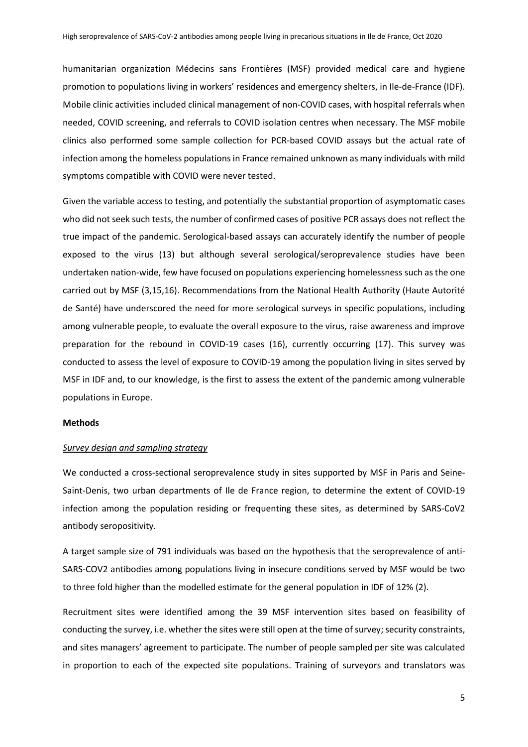humanitarian organization Médecins sans Frontières (MSF) provided medical care and hygiene promotion to populations living in workers' residences and emergency shelters, in Ile-de-France (IDF). Mobile clinic activities included clinical management of non-COVID cases, with hospital referrals when needed, COVID screening, and referrals to COVID isolation centres when necessary. The MSF mobile clinics also performed some sample collection for PCR-based COVID assays but the actual rate of infection among the homeless populations in France remained unknown as many individuals with mild symptoms compatible with COVID were never tested.

Given the variable access to testing, and potentially the substantial proportion of asymptomatic cases who did not seek such tests, the number of confirmed cases of positive PCR assays does not reflect the true impact of the pandemic. Serological-based assays can accurately identify the number of people exposed to the virus (13) but although several serological/seroprevalence studies have been undertaken nation-wide, few have focused on populations experiencing homelessness such as the one carried out by MSF (3,15,16). Recommendations from the National Health Authority (Haute Autorité de Santé) have underscored the need for more serological surveys in specific populations, including among vulnerable people, to evaluate the overall exposure to the virus, raise awareness and improve preparation for the rebound in COVID-19 cases (16), currently occurring (17). This survey was conducted to assess the level of exposure to COVID-19 among the population living in sites served by MSF in IDF and, to our knowledge, is the first to assess the extent of the pandemic among vulnerable populations in Europe.

**Methods**

*Survey design and sampling strategy*

We conducted a cross-sectional seroprevalence study in sites supported by MSF in Paris and Seine-Saint-Denis, two urban departments of Ile de France region, to determine the extent of COVID-19 infection among the population residing or frequenting these sites, as determined by SARS-CoV2 antibody seropositivity.

A target sample size of 791 individuals was based on the hypothesis that the seroprevalence of anti-SARS-COV2 antibodies among populations living in insecure conditions served by MSF would be two to three fold higher than the modelled estimate for the general population in IDF of 12% (2).

Recruitment sites were identified among the 39 MSF intervention sites based on feasibility of conducting the survey, i.e. whether the sites were still open at the time of survey; security constraints, and sites managers' agreement to participate. The number of people sampled per site was calculated in proportion to each of the expected site populations. Training of surveyors and translators was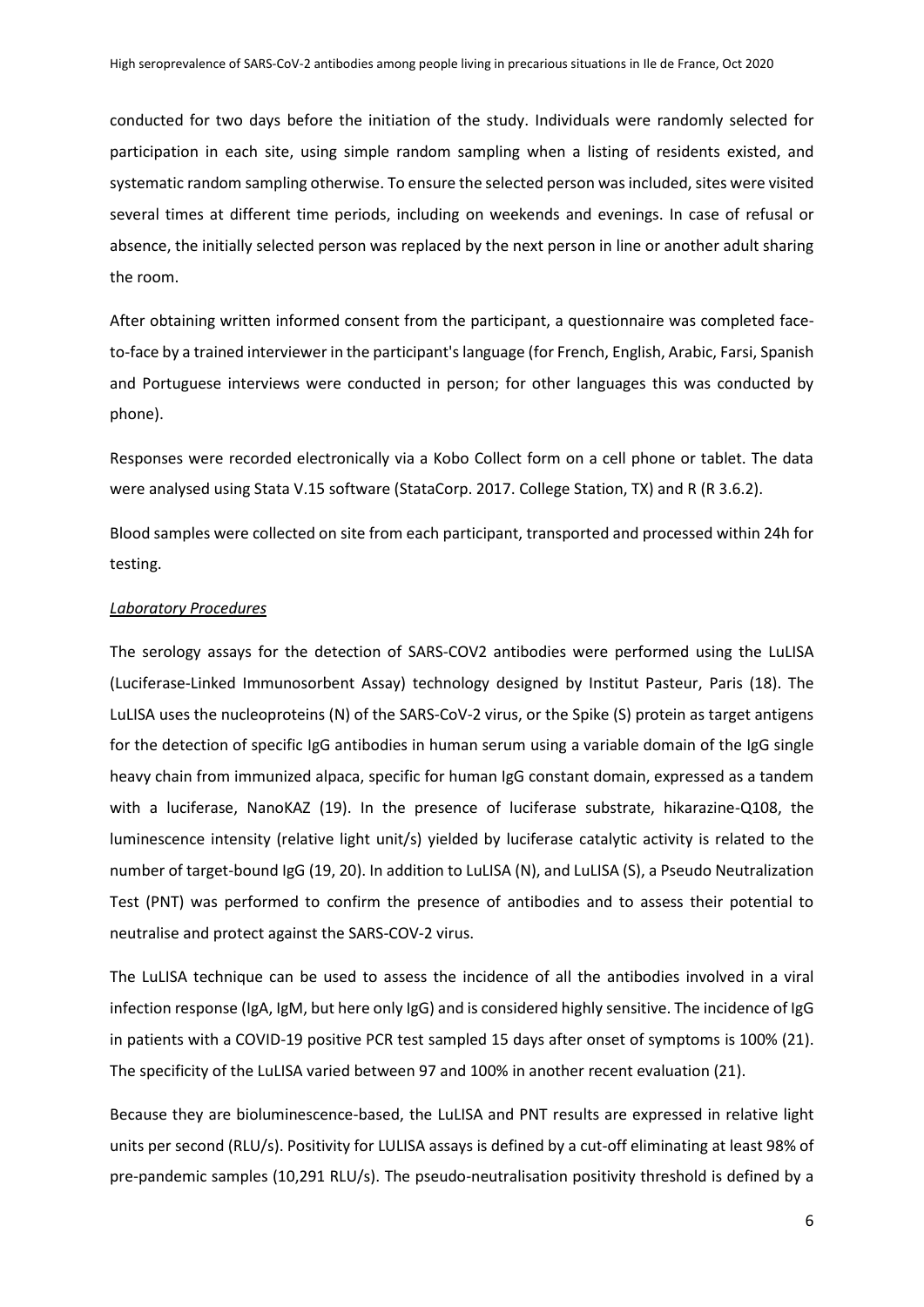conducted for two days before the initiation of the study. Individuals were randomly selected for participation in each site, using simple random sampling when a listing of residents existed, and systematic random sampling otherwise. To ensure the selected person was included, sites were visited several times at different time periods, including on weekends and evenings. In case of refusal or absence, the initially selected person was replaced by the next person in line or another adult sharing the room.

After obtaining written informed consent from the participant, a questionnaire was completed face-to-face by a trained interviewer in the participant's language (for French, English, Arabic, Farsi, Spanish and Portuguese interviews were conducted in person; for other languages this was conducted by phone).

Responses were recorded electronically via a Kobo Collect form on a cell phone or tablet. The data were analysed using Stata V.15 software (StataCorp. 2017. College Station, TX) and R (R 3.6.2).

Blood samples were collected on site from each participant, transported and processed within 24h for testing.

*Laboratory Procedures*

The serology assays for the detection of SARS-COV2 antibodies were performed using the LuLISA (Luciferase-Linked Immunosorbent Assay) technology designed by Institut Pasteur, Paris (18). The LuLISA uses the nucleoproteins (N) of the SARS-CoV-2 virus, or the Spike (S) protein as target antigens for the detection of specific IgG antibodies in human serum using a variable domain of the IgG single heavy chain from immunized alpaca, specific for human IgG constant domain, expressed as a tandem with a luciferase, NanoKAZ (19). In the presence of luciferase substrate, hikarazine-Q108, the luminescence intensity (relative light unit/s) yielded by luciferase catalytic activity is related to the number of target-bound IgG (19, 20). In addition to LuLISA (N), and LuLISA (S), a Pseudo Neutralization Test (PNT) was performed to confirm the presence of antibodies and to assess their potential to neutralise and protect against the SARS-COV-2 virus.

The LuLISA technique can be used to assess the incidence of all the antibodies involved in a viral infection response (IgA, IgM, but here only IgG) and is considered highly sensitive. The incidence of IgG in patients with a COVID-19 positive PCR test sampled 15 days after onset of symptoms is 100% (21). The specificity of the LuLISA varied between 97 and 100% in another recent evaluation (21).

Because they are bioluminescence-based, the LuLISA and PNT results are expressed in relative light units per second (RLU/s). Positivity for LULISA assays is defined by a cut-off eliminating at least 98% of pre-pandemic samples (10,291 RLU/s). The pseudo-neutralisation positivity threshold is defined by a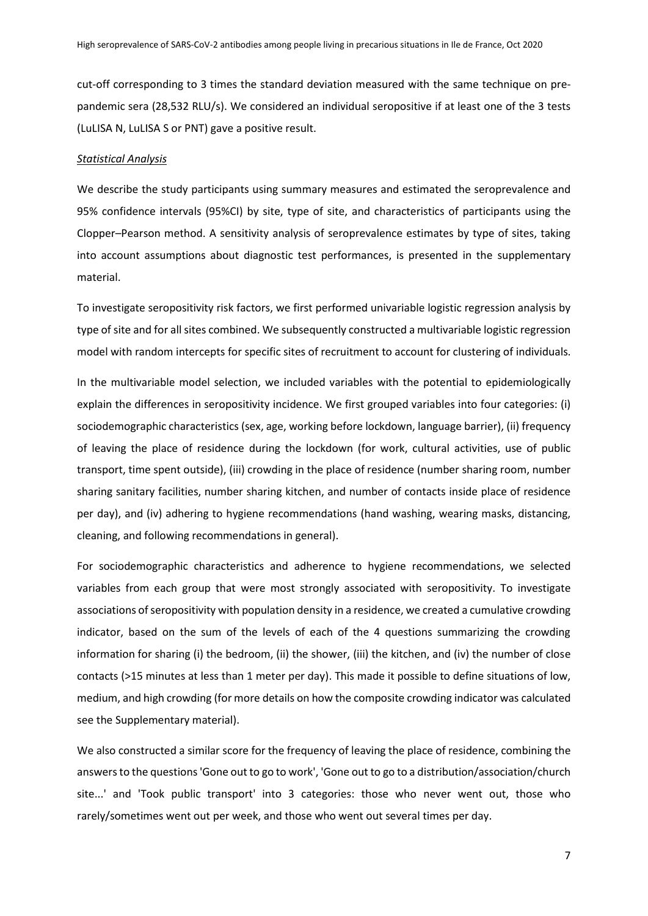cut-off corresponding to 3 times the standard deviation measured with the same technique on pre-pandemic sera (28,532 RLU/s). We considered an individual seropositive if at least one of the 3 tests (LuLISA N, LuLISA S or PNT) gave a positive result.

*Statistical Analysis*

We describe the study participants using summary measures and estimated the seroprevalence and 95% confidence intervals (95%CI) by site, type of site, and characteristics of participants using the Clopper–Pearson method. A sensitivity analysis of seroprevalence estimates by type of sites, taking into account assumptions about diagnostic test performances, is presented in the supplementary material.

To investigate seropositivity risk factors, we first performed univariable logistic regression analysis by type of site and for all sites combined. We subsequently constructed a multivariable logistic regression model with random intercepts for specific sites of recruitment to account for clustering of individuals.

In the multivariable model selection, we included variables with the potential to epidemiologically explain the differences in seropositivity incidence. We first grouped variables into four categories: (i) sociodemographic characteristics (sex, age, working before lockdown, language barrier), (ii) frequency of leaving the place of residence during the lockdown (for work, cultural activities, use of public transport, time spent outside), (iii) crowding in the place of residence (number sharing room, number sharing sanitary facilities, number sharing kitchen, and number of contacts inside place of residence per day), and (iv) adhering to hygiene recommendations (hand washing, wearing masks, distancing, cleaning, and following recommendations in general).

For sociodemographic characteristics and adherence to hygiene recommendations, we selected variables from each group that were most strongly associated with seropositivity. To investigate associations of seropositivity with population density in a residence, we created a cumulative crowding indicator, based on the sum of the levels of each of the 4 questions summarizing the crowding information for sharing (i) the bedroom, (ii) the shower, (iii) the kitchen, and (iv) the number of close contacts (>15 minutes at less than 1 meter per day). This made it possible to define situations of low, medium, and high crowding (for more details on how the composite crowding indicator was calculated see the Supplementary material).

We also constructed a similar score for the frequency of leaving the place of residence, combining the answers to the questions 'Gone out to go to work', 'Gone out to go to a distribution/association/church site...' and 'Took public transport' into 3 categories: those who never went out, those who rarely/sometimes went out per week, and those who went out several times per day.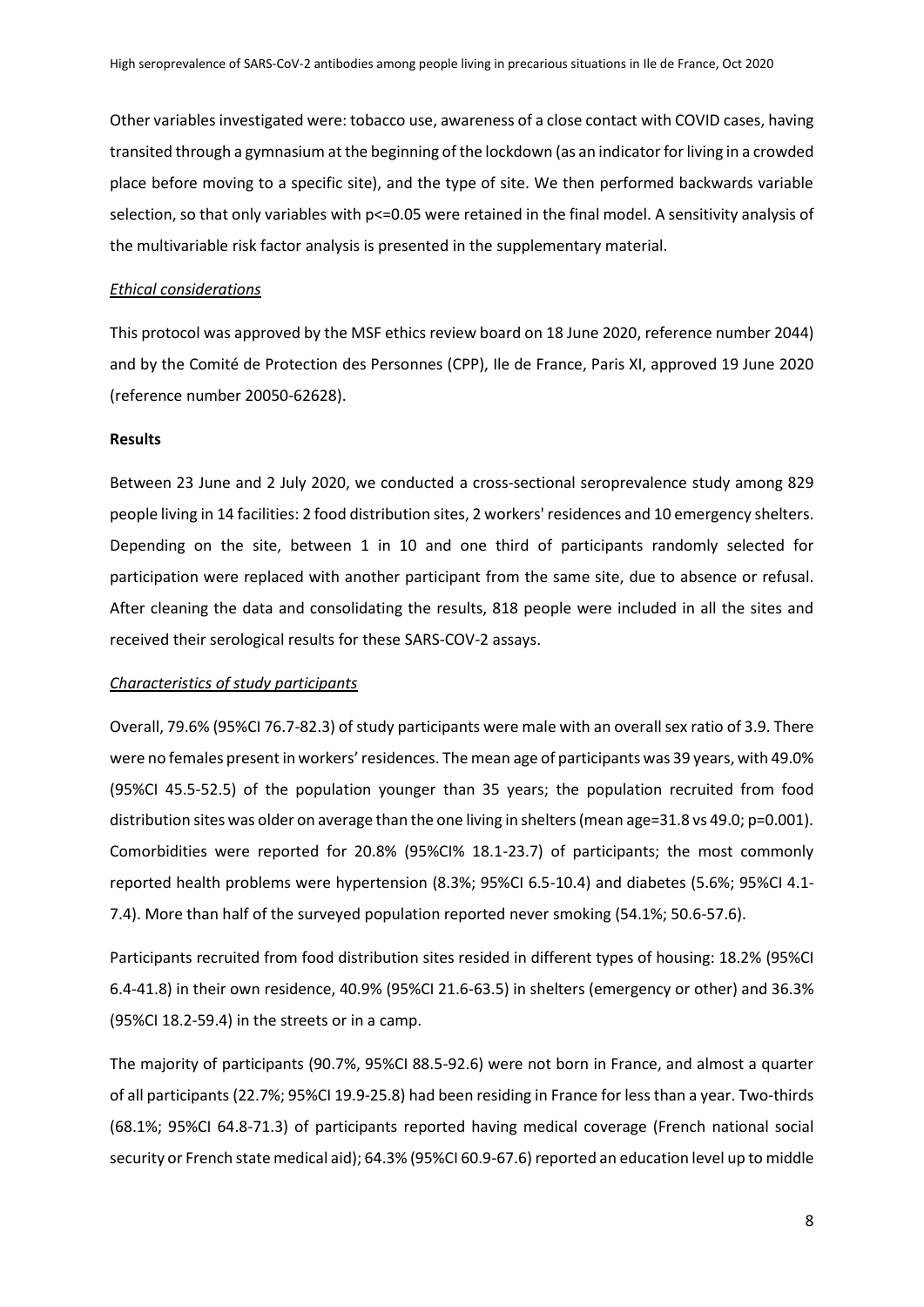Other variables investigated were: tobacco use, awareness of a close contact with COVID cases, having transited through a gymnasium at the beginning of the lockdown (as an indicator for living in a crowded place before moving to a specific site), and the type of site. We then performed backwards variable selection, so that only variables with $p<=0.05$ were retained in the final model. A sensitivity analysis of the multivariable risk factor analysis is presented in the supplementary material.

*Ethical considerations*

This protocol was approved by the MSF ethics review board on 18 June 2020, reference number 2044) and by the Comité de Protection des Personnes (CPP), Ile de France, Paris XI, approved 19 June 2020 (reference number 20050-62628).

**Results**

Between 23 June and 2 July 2020, we conducted a cross-sectional seroprevalence study among 829 people living in 14 facilities: 2 food distribution sites, 2 workers' residences and 10 emergency shelters. Depending on the site, between 1 in 10 and one third of participants randomly selected for participation were replaced with another participant from the same site, due to absence or refusal. After cleaning the data and consolidating the results, 818 people were included in all the sites and received their serological results for these SARS-COV-2 assays.

*Characteristics of study participants*

Overall, 79.6% (95%CI 76.7-82.3) of study participants were male with an overall sex ratio of 3.9. There were no females present in workers' residences. The mean age of participants was 39 years, with 49.0% (95%CI 45.5-52.5) of the population younger than 35 years; the population recruited from food distribution sites was older on average than the one living in shelters (mean age=31.8 vs 49.0; p=0.001). Comorbidities were reported for 20.8% (95%CI% 18.1-23.7) of participants; the most commonly reported health problems were hypertension (8.3%; 95%CI 6.5-10.4) and diabetes (5.6%; 95%CI 4.1-7.4). More than half of the surveyed population reported never smoking (54.1%; 50.6-57.6).

Participants recruited from food distribution sites resided in different types of housing: 18.2% (95%CI 6.4-41.8) in their own residence, 40.9% (95%CI 21.6-63.5) in shelters (emergency or other) and 36.3% (95%CI 18.2-59.4) in the streets or in a camp.

The majority of participants (90.7%, 95%CI 88.5-92.6) were not born in France, and almost a quarter of all participants (22.7%; 95%CI 19.9-25.8) had been residing in France for less than a year. Two-thirds (68.1%; 95%CI 64.8-71.3) of participants reported having medical coverage (French national social security or French state medical aid); 64.3% (95%CI 60.9-67.6) reported an education level up to middle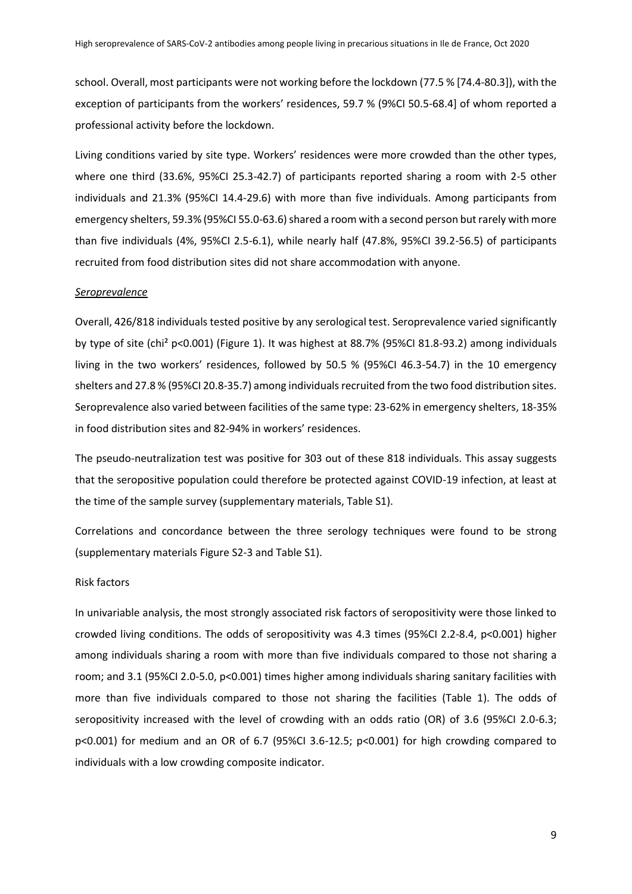school. Overall, most participants were not working before the lockdown (77.5 % [74.4-80.3]), with the exception of participants from the workers' residences, 59.7 % (9%CI 50.5-68.4] of whom reported a professional activity before the lockdown.

Living conditions varied by site type. Workers' residences were more crowded than the other types, where one third (33.6%, 95%CI 25.3-42.7) of participants reported sharing a room with 2-5 other individuals and 21.3% (95%CI 14.4-29.6) with more than five individuals. Among participants from emergency shelters, 59.3% (95%CI 55.0-63.6) shared a room with a second person but rarely with more than five individuals (4%, 95%CI 2.5-6.1), while nearly half (47.8%, 95%CI 39.2-56.5) of participants recruited from food distribution sites did not share accommodation with anyone.

*Seroprevalence*

Overall, 426/818 individuals tested positive by any serological test. Seroprevalence varied significantly by type of site (chi² p<0.001) (Figure 1). It was highest at 88.7% (95%CI 81.8-93.2) among individuals living in the two workers' residences, followed by 50.5 % (95%CI 46.3-54.7) in the 10 emergency shelters and 27.8 % (95%CI 20.8-35.7) among individuals recruited from the two food distribution sites. Seroprevalence also varied between facilities of the same type: 23-62% in emergency shelters, 18-35% in food distribution sites and 82-94% in workers' residences.

The pseudo-neutralization test was positive for 303 out of these 818 individuals. This assay suggests that the seropositive population could therefore be protected against COVID-19 infection, at least at the time of the sample survey (supplementary materials, Table S1).

Correlations and concordance between the three serology techniques were found to be strong (supplementary materials Figure S2-3 and Table S1).

Risk factors

In univariable analysis, the most strongly associated risk factors of seropositivity were those linked to crowded living conditions. The odds of seropositivity was 4.3 times (95%CI 2.2-8.4, p<0.001) higher among individuals sharing a room with more than five individuals compared to those not sharing a room; and 3.1 (95%CI 2.0-5.0, p<0.001) times higher among individuals sharing sanitary facilities with more than five individuals compared to those not sharing the facilities (Table 1). The odds of seropositivity increased with the level of crowding with an odds ratio (OR) of 3.6 (95%CI 2.0-6.3; p<0.001) for medium and an OR of 6.7 (95%CI 3.6-12.5; p<0.001) for high crowding compared to individuals with a low crowding composite indicator.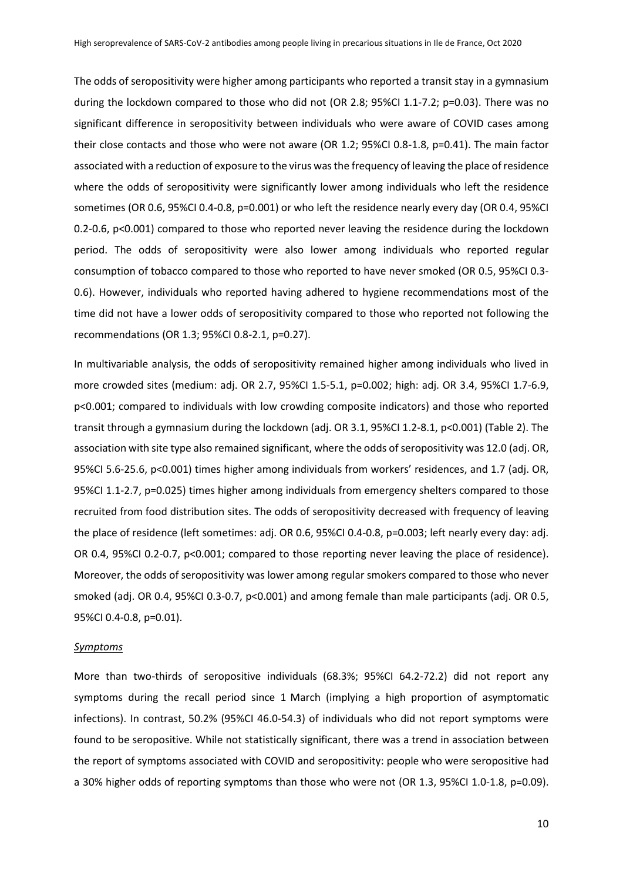The odds of seropositivity were higher among participants who reported a transit stay in a gymnasium during the lockdown compared to those who did not (OR 2.8; 95%CI 1.1-7.2; p=0.03). There was no significant difference in seropositivity between individuals who were aware of COVID cases among their close contacts and those who were not aware (OR 1.2; 95%CI 0.8-1.8, p=0.41). The main factor associated with a reduction of exposure to the virus was the frequency of leaving the place of residence where the odds of seropositivity were significantly lower among individuals who left the residence sometimes (OR 0.6, 95%CI 0.4-0.8, p=0.001) or who left the residence nearly every day (OR 0.4, 95%CI 0.2-0.6, p<0.001) compared to those who reported never leaving the residence during the lockdown period. The odds of seropositivity were also lower among individuals who reported regular consumption of tobacco compared to those who reported to have never smoked (OR 0.5, 95%CI 0.3-0.6). However, individuals who reported having adhered to hygiene recommendations most of the time did not have a lower odds of seropositivity compared to those who reported not following the recommendations (OR 1.3; 95%CI 0.8-2.1, p=0.27).

In multivariable analysis, the odds of seropositivity remained higher among individuals who lived in more crowded sites (medium: adj. OR 2.7, 95%CI 1.5-5.1, p=0.002; high: adj. OR 3.4, 95%CI 1.7-6.9, p<0.001; compared to individuals with low crowding composite indicators) and those who reported transit through a gymnasium during the lockdown (adj. OR 3.1, 95%CI 1.2-8.1, p<0.001) (Table 2). The association with site type also remained significant, where the odds of seropositivity was 12.0 (adj. OR, 95%CI 5.6-25.6, p<0.001) times higher among individuals from workers' residences, and 1.7 (adj. OR, 95%CI 1.1-2.7, p=0.025) times higher among individuals from emergency shelters compared to those recruited from food distribution sites. The odds of seropositivity decreased with frequency of leaving the place of residence (left sometimes: adj. OR 0.6, 95%CI 0.4-0.8, p=0.003; left nearly every day: adj. OR 0.4, 95%CI 0.2-0.7, p<0.001; compared to those reporting never leaving the place of residence). Moreover, the odds of seropositivity was lower among regular smokers compared to those who never smoked (adj. OR 0.4, 95%CI 0.3-0.7, p<0.001) and among female than male participants (adj. OR 0.5, 95%CI 0.4-0.8, p=0.01).

*Symptoms*

More than two-thirds of seropositive individuals (68.3%; 95%CI 64.2-72.2) did not report any symptoms during the recall period since 1 March (implying a high proportion of asymptomatic infections). In contrast, 50.2% (95%CI 46.0-54.3) of individuals who did not report symptoms were found to be seropositive. While not statistically significant, there was a trend in association between the report of symptoms associated with COVID and seropositivity: people who were seropositive had a 30% higher odds of reporting symptoms than those who were not (OR 1.3, 95%CI 1.0-1.8, p=0.09).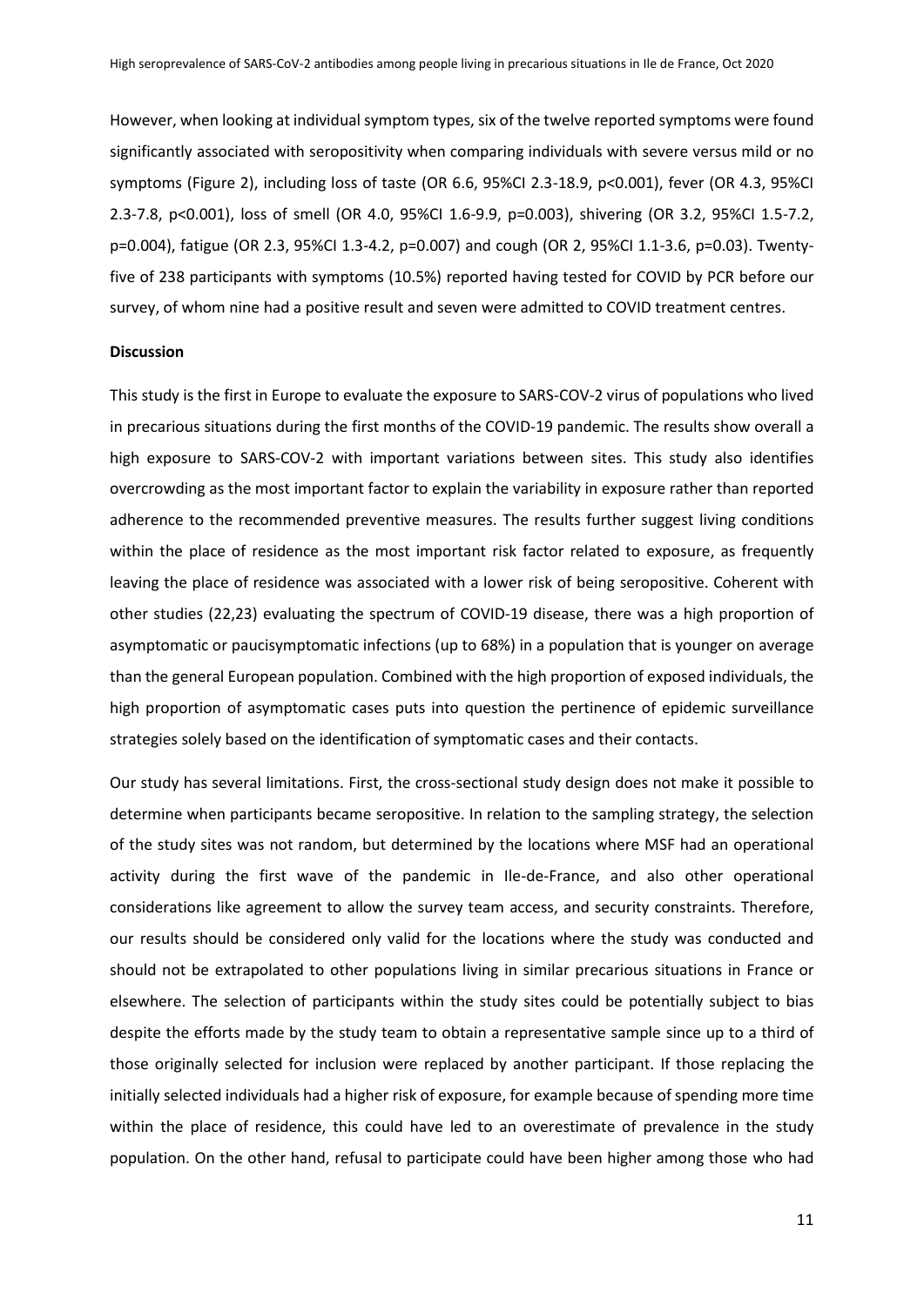However, when looking at individual symptom types, six of the twelve reported symptoms were found significantly associated with seropositivity when comparing individuals with severe versus mild or no symptoms (Figure 2), including loss of taste (OR 6.6, 95%CI 2.3-18.9, p<0.001), fever (OR 4.3, 95%CI 2.3-7.8, p<0.001), loss of smell (OR 4.0, 95%CI 1.6-9.9, p=0.003), shivering (OR 3.2, 95%CI 1.5-7.2, p=0.004), fatigue (OR 2.3, 95%CI 1.3-4.2, p=0.007) and cough (OR 2, 95%CI 1.1-3.6, p=0.03). Twenty-five of 238 participants with symptoms (10.5%) reported having tested for COVID by PCR before our survey, of whom nine had a positive result and seven were admitted to COVID treatment centres.

**Discussion**

This study is the first in Europe to evaluate the exposure to SARS-COV-2 virus of populations who lived in precarious situations during the first months of the COVID-19 pandemic. The results show overall a high exposure to SARS-COV-2 with important variations between sites. This study also identifies overcrowding as the most important factor to explain the variability in exposure rather than reported adherence to the recommended preventive measures. The results further suggest living conditions within the place of residence as the most important risk factor related to exposure, as frequently leaving the place of residence was associated with a lower risk of being seropositive. Coherent with other studies (22,23) evaluating the spectrum of COVID-19 disease, there was a high proportion of asymptomatic or paucisymptomatic infections (up to 68%) in a population that is younger on average than the general European population. Combined with the high proportion of exposed individuals, the high proportion of asymptomatic cases puts into question the pertinence of epidemic surveillance strategies solely based on the identification of symptomatic cases and their contacts.

Our study has several limitations. First, the cross-sectional study design does not make it possible to determine when participants became seropositive. In relation to the sampling strategy, the selection of the study sites was not random, but determined by the locations where MSF had an operational activity during the first wave of the pandemic in Ile-de-France, and also other operational considerations like agreement to allow the survey team access, and security constraints. Therefore, our results should be considered only valid for the locations where the study was conducted and should not be extrapolated to other populations living in similar precarious situations in France or elsewhere. The selection of participants within the study sites could be potentially subject to bias despite the efforts made by the study team to obtain a representative sample since up to a third of those originally selected for inclusion were replaced by another participant. If those replacing the initially selected individuals had a higher risk of exposure, for example because of spending more time within the place of residence, this could have led to an overestimate of prevalence in the study population. On the other hand, refusal to participate could have been higher among those who had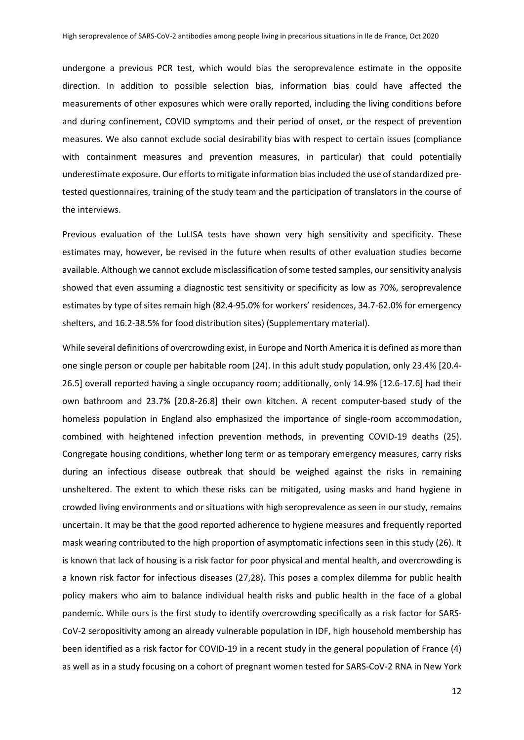undergone a previous PCR test, which would bias the seroprevalence estimate in the opposite direction. In addition to possible selection bias, information bias could have affected the measurements of other exposures which were orally reported, including the living conditions before and during confinement, COVID symptoms and their period of onset, or the respect of prevention measures. We also cannot exclude social desirability bias with respect to certain issues (compliance with containment measures and prevention measures, in particular) that could potentially underestimate exposure. Our efforts to mitigate information bias included the use of standardized pre-tested questionnaires, training of the study team and the participation of translators in the course of the interviews.

Previous evaluation of the LuLISA tests have shown very high sensitivity and specificity. These estimates may, however, be revised in the future when results of other evaluation studies become available. Although we cannot exclude misclassification of some tested samples, our sensitivity analysis showed that even assuming a diagnostic test sensitivity or specificity as low as 70%, seroprevalence estimates by type of sites remain high (82.4-95.0% for workers' residences, 34.7-62.0% for emergency shelters, and 16.2-38.5% for food distribution sites) (Supplementary material).

While several definitions of overcrowding exist, in Europe and North America it is defined as more than one single person or couple per habitable room (24). In this adult study population, only 23.4% [20.4-26.5] overall reported having a single occupancy room; additionally, only 14.9% [12.6-17.6] had their own bathroom and 23.7% [20.8-26.8] their own kitchen. A recent computer-based study of the homeless population in England also emphasized the importance of single-room accommodation, combined with heightened infection prevention methods, in preventing COVID-19 deaths (25). Congregate housing conditions, whether long term or as temporary emergency measures, carry risks during an infectious disease outbreak that should be weighed against the risks in remaining unsheltered. The extent to which these risks can be mitigated, using masks and hand hygiene in crowded living environments and or situations with high seroprevalence as seen in our study, remains uncertain. It may be that the good reported adherence to hygiene measures and frequently reported mask wearing contributed to the high proportion of asymptomatic infections seen in this study (26). It is known that lack of housing is a risk factor for poor physical and mental health, and overcrowding is a known risk factor for infectious diseases (27,28). This poses a complex dilemma for public health policy makers who aim to balance individual health risks and public health in the face of a global pandemic. While ours is the first study to identify overcrowding specifically as a risk factor for SARS-CoV-2 seropositivity among an already vulnerable population in IDF, high household membership has been identified as a risk factor for COVID-19 in a recent study in the general population of France (4) as well as in a study focusing on a cohort of pregnant women tested for SARS-CoV-2 RNA in New York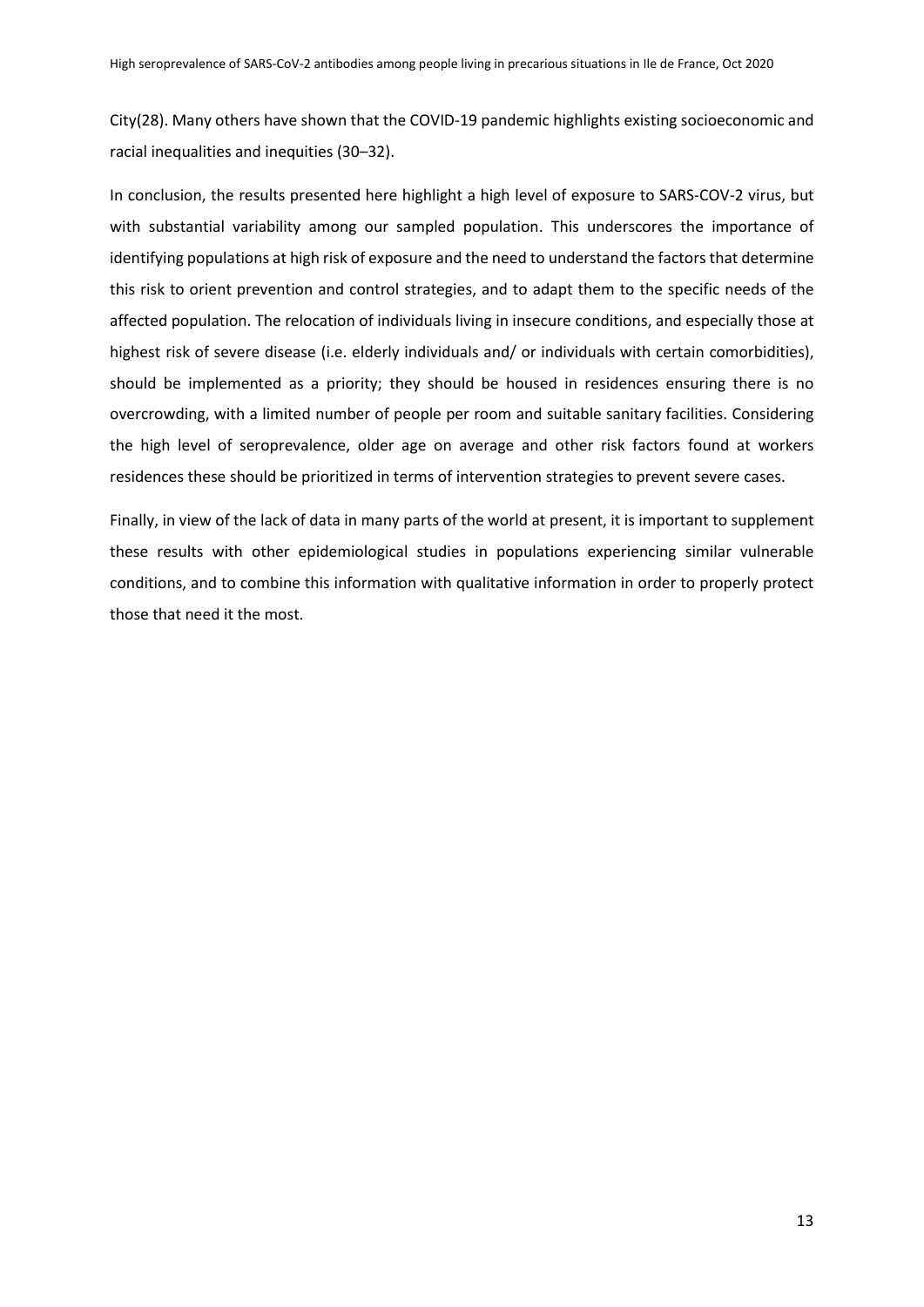City(28). Many others have shown that the COVID-19 pandemic highlights existing socioeconomic and racial inequalities and inequities (30–32).

In conclusion, the results presented here highlight a high level of exposure to SARS-COV-2 virus, but with substantial variability among our sampled population. This underscores the importance of identifying populations at high risk of exposure and the need to understand the factors that determine this risk to orient prevention and control strategies, and to adapt them to the specific needs of the affected population. The relocation of individuals living in insecure conditions, and especially those at highest risk of severe disease (i.e. elderly individuals and/ or individuals with certain comorbidities), should be implemented as a priority; they should be housed in residences ensuring there is no overcrowding, with a limited number of people per room and suitable sanitary facilities. Considering the high level of seroprevalence, older age on average and other risk factors found at workers residences these should be prioritized in terms of intervention strategies to prevent severe cases.

Finally, in view of the lack of data in many parts of the world at present, it is important to supplement these results with other epidemiological studies in populations experiencing similar vulnerable conditions, and to combine this information with qualitative information in order to properly protect those that need it the most.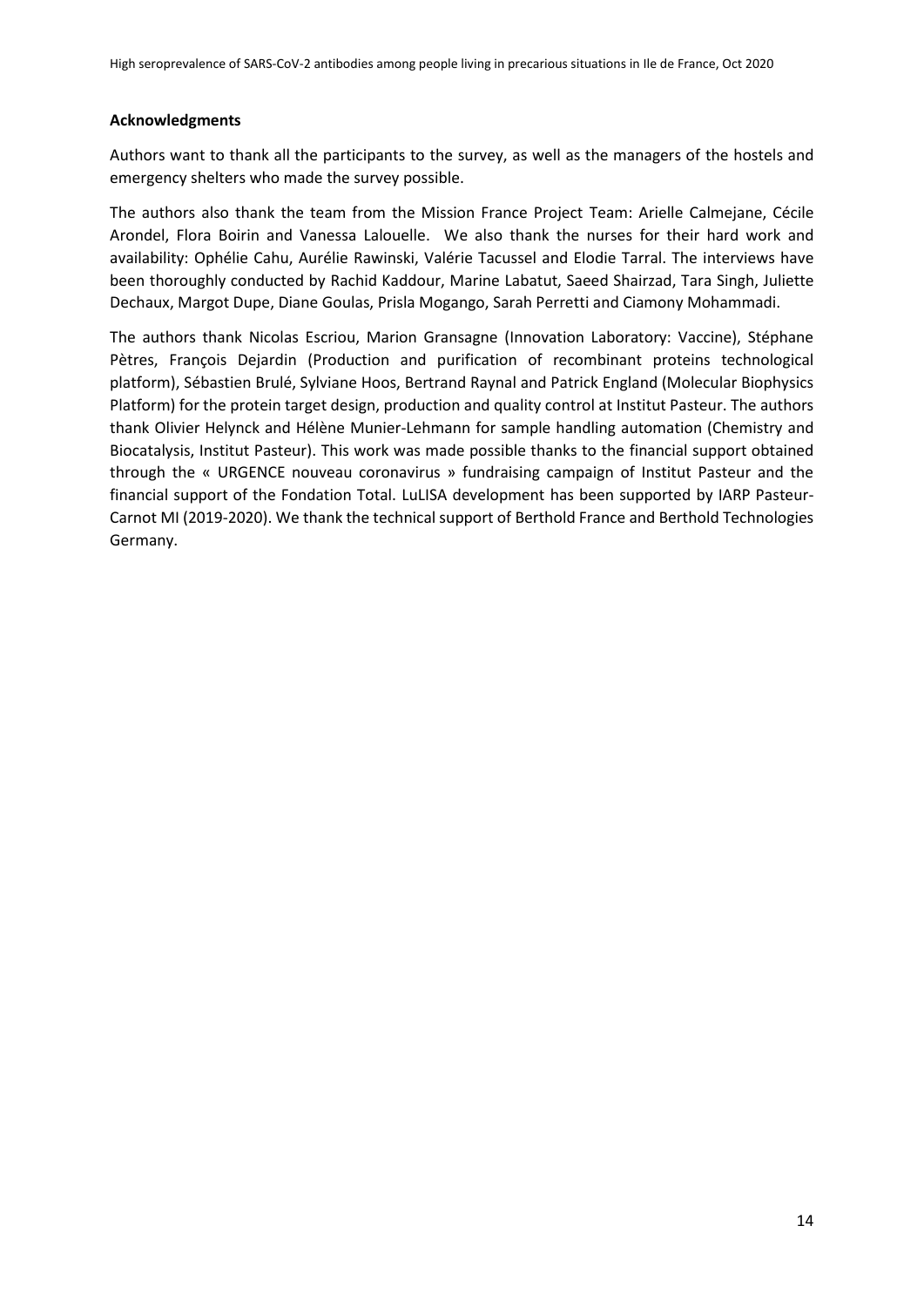**Acknowledgments**

Authors want to thank all the participants to the survey, as well as the managers of the hostels and emergency shelters who made the survey possible.

The authors also thank the team from the Mission France Project Team: Arielle Calmejane, Cécile Arondel, Flora Boirin and Vanessa Lalouelle. We also thank the nurses for their hard work and availability: Ophélie Cahu, Aurélie Rawinski, Valérie Tacussel and Elodie Tarral. The interviews have been thoroughly conducted by Rachid Kaddour, Marine Labatut, Saeed Shairzad, Tara Singh, Juliette Dechaux, Margot Dupe, Diane Goulas, Prisla Mogango, Sarah Perretti and Ciamony Mohammadi.

The authors thank Nicolas Escriou, Marion Gransagne (Innovation Laboratory: Vaccine), Stéphane Pètres, François Dejardin (Production and purification of recombinant proteins technological platform), Sébastien Brulé, Sylviane Hoos, Bertrand Raynal and Patrick England (Molecular Biophysics Platform) for the protein target design, production and quality control at Institut Pasteur. The authors thank Olivier Helynck and Hélène Munier-Lehmann for sample handling automation (Chemistry and Biocatalysis, Institut Pasteur). This work was made possible thanks to the financial support obtained through the « URGENCE nouveau coronavirus » fundraising campaign of Institut Pasteur and the financial support of the Fondation Total. LuLISA development has been supported by IARP Pasteur-Carnot MI (2019-2020). We thank the technical support of Berthold France and Berthold Technologies Germany.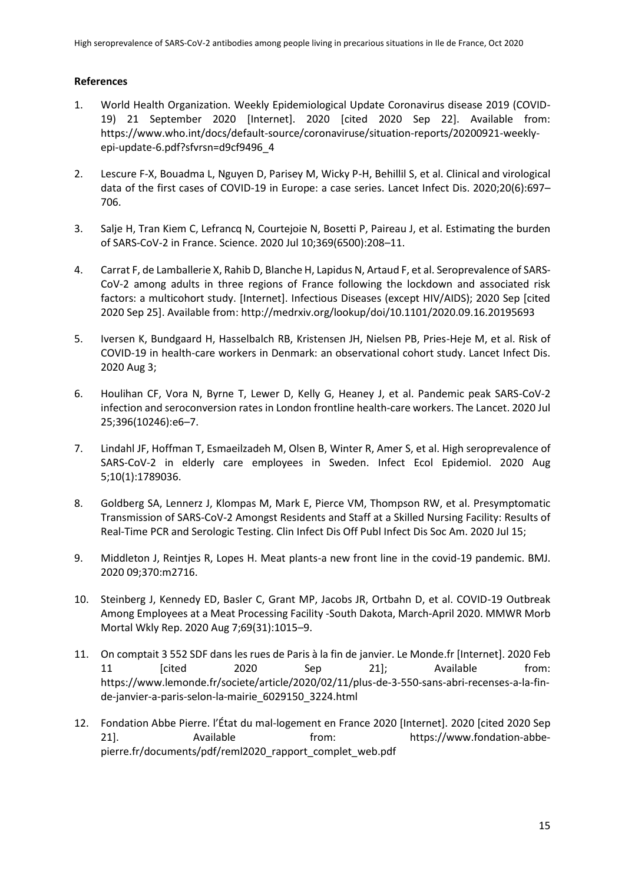**References**

1. World Health Organization. Weekly Epidemiological Update Coronavirus disease 2019 (COVID-19) 21 September 2020 [Internet]. 2020 [cited 2020 Sep 22]. Available from: https://www.who.int/docs/default-source/coronaviruse/situation-reports/20200921-weekly-epi-update-6.pdf?sfvrsn=d9cf9496_4

2. Lescure F-X, Bouadma L, Nguyen D, Parisey M, Wicky P-H, Behillil S, et al. Clinical and virological data of the first cases of COVID-19 in Europe: a case series. Lancet Infect Dis. 2020;20(6):697–706.

3. Salje H, Tran Kiem C, Lefrancq N, Courtejoie N, Bosetti P, Paireau J, et al. Estimating the burden of SARS-CoV-2 in France. Science. 2020 Jul 10;369(6500):208–11.

4. Carrat F, de Lamballerie X, Rahib D, Blanche H, Lapidus N, Artaud F, et al. Seroprevalence of SARS-CoV-2 among adults in three regions of France following the lockdown and associated risk factors: a multicohort study. [Internet]. Infectious Diseases (except HIV/AIDS); 2020 Sep [cited 2020 Sep 25]. Available from: http://medrxiv.org/lookup/doi/10.1101/2020.09.16.20195693

5. Iversen K, Bundgaard H, Hasselbalch RB, Kristensen JH, Nielsen PB, Pries-Heje M, et al. Risk of COVID-19 in health-care workers in Denmark: an observational cohort study. Lancet Infect Dis. 2020 Aug 3;

6. Houlihan CF, Vora N, Byrne T, Lewer D, Kelly G, Heaney J, et al. Pandemic peak SARS-CoV-2 infection and seroconversion rates in London frontline health-care workers. The Lancet. 2020 Jul 25;396(10246):e6–7.

7. Lindahl JF, Hoffman T, Esmaeilzadeh M, Olsen B, Winter R, Amer S, et al. High seroprevalence of SARS-CoV-2 in elderly care employees in Sweden. Infect Ecol Epidemiol. 2020 Aug 5;10(1):1789036.

8. Goldberg SA, Lennerz J, Klompas M, Mark E, Pierce VM, Thompson RW, et al. Presymptomatic Transmission of SARS-CoV-2 Amongst Residents and Staff at a Skilled Nursing Facility: Results of Real-Time PCR and Serologic Testing. Clin Infect Dis Off Publ Infect Dis Soc Am. 2020 Jul 15;

9. Middleton J, Reintjes R, Lopes H. Meat plants-a new front line in the covid-19 pandemic. BMJ. 2020 09;370:m2716.

10. Steinberg J, Kennedy ED, Basler C, Grant MP, Jacobs JR, Ortbahn D, et al. COVID-19 Outbreak Among Employees at a Meat Processing Facility -South Dakota, March-April 2020. MMWR Morb Mortal Wkly Rep. 2020 Aug 7;69(31):1015–9.

11. On comptait 3 552 SDF dans les rues de Paris à la fin de janvier. Le Monde.fr [Internet]. 2020 Feb 11 [cited 2020 Sep 21]; Available from: https://www.lemonde.fr/societe/article/2020/02/11/plus-de-3-550-sans-abri-recenses-a-la-fin-de-janvier-a-paris-selon-la-mairie_6029150_3224.html

12. Fondation Abbe Pierre. l'État du mal-logement en France 2020 [Internet]. 2020 [cited 2020 Sep 21]. Available from: https://www.fondation-abbe-pierre.fr/documents/pdf/reml2020_rapport_complet_web.pdf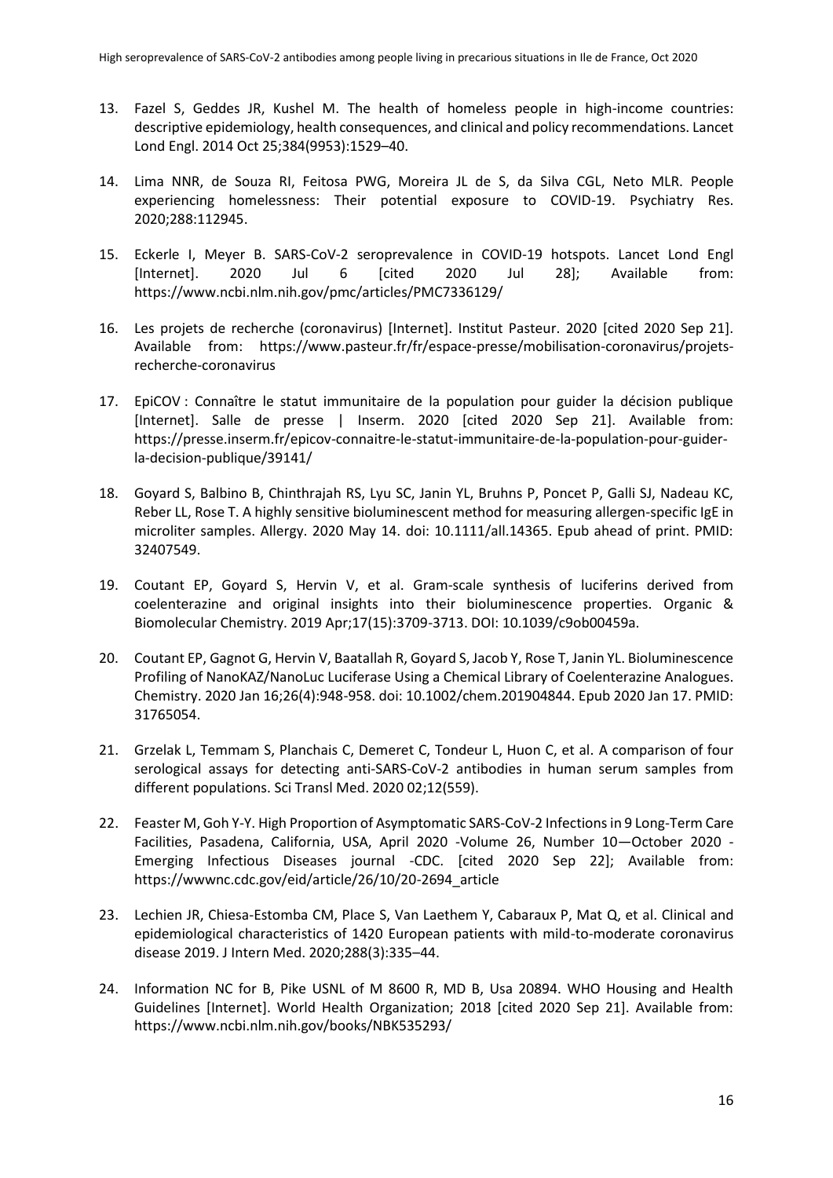13. Fazel S, Geddes JR, Kushel M. The health of homeless people in high-income countries: descriptive epidemiology, health consequences, and clinical and policy recommendations. Lancet Lond Engl. 2014 Oct 25;384(9953):1529–40.

14. Lima NNR, de Souza RI, Feitosa PWG, Moreira JL de S, da Silva CGL, Neto MLR. People experiencing homelessness: Their potential exposure to COVID-19. Psychiatry Res. 2020;288:112945.

15. Eckerle I, Meyer B. SARS-CoV-2 seroprevalence in COVID-19 hotspots. Lancet Lond Engl [Internet]. 2020 Jul 6 [cited 2020 Jul 28]; Available from: https://www.ncbi.nlm.nih.gov/pmc/articles/PMC7336129/

16. Les projets de recherche (coronavirus) [Internet]. Institut Pasteur. 2020 [cited 2020 Sep 21]. Available from: https://www.pasteur.fr/fr/espace-presse/mobilisation-coronavirus/projets-recherche-coronavirus

17. EpiCOV : Connaître le statut immunitaire de la population pour guider la décision publique [Internet]. Salle de presse | Inserm. 2020 [cited 2020 Sep 21]. Available from: https://presse.inserm.fr/epicov-connaitre-le-statut-immunitaire-de-la-population-pour-guider-la-decision-publique/39141/

18. Goyard S, Balbino B, Chinthrajah RS, Lyu SC, Janin YL, Bruhns P, Poncet P, Galli SJ, Nadeau KC, Reber LL, Rose T. A highly sensitive bioluminescent method for measuring allergen-specific IgE in microliter samples. Allergy. 2020 May 14. doi: 10.1111/all.14365. Epub ahead of print. PMID: 32407549.

19. Coutant EP, Goyard S, Hervin V, et al. Gram-scale synthesis of luciferins derived from coelenterazine and original insights into their bioluminescence properties. Organic & Biomolecular Chemistry. 2019 Apr;17(15):3709-3713. DOI: 10.1039/c9ob00459a.

20. Coutant EP, Gagnot G, Hervin V, Baatallah R, Goyard S, Jacob Y, Rose T, Janin YL. Bioluminescence Profiling of NanoKAZ/NanoLuc Luciferase Using a Chemical Library of Coelenterazine Analogues. Chemistry. 2020 Jan 16;26(4):948-958. doi: 10.1002/chem.201904844. Epub 2020 Jan 17. PMID: 31765054.

21. Grzelak L, Temmam S, Planchais C, Demeret C, Tondeur L, Huon C, et al. A comparison of four serological assays for detecting anti-SARS-CoV-2 antibodies in human serum samples from different populations. Sci Transl Med. 2020 02;12(559).

22. Feaster M, Goh Y-Y. High Proportion of Asymptomatic SARS-CoV-2 Infections in 9 Long-Term Care Facilities, Pasadena, California, USA, April 2020 -Volume 26, Number 10—October 2020 - Emerging Infectious Diseases journal -CDC. [cited 2020 Sep 22]; Available from: https://wwwnc.cdc.gov/eid/article/26/10/20-2694_article

23. Lechien JR, Chiesa-Estomba CM, Place S, Van Laethem Y, Cabaraux P, Mat Q, et al. Clinical and epidemiological characteristics of 1420 European patients with mild-to-moderate coronavirus disease 2019. J Intern Med. 2020;288(3):335–44.

24. Information NC for B, Pike USNL of M 8600 R, MD B, Usa 20894. WHO Housing and Health Guidelines [Internet]. World Health Organization; 2018 [cited 2020 Sep 21]. Available from: https://www.ncbi.nlm.nih.gov/books/NBK535293/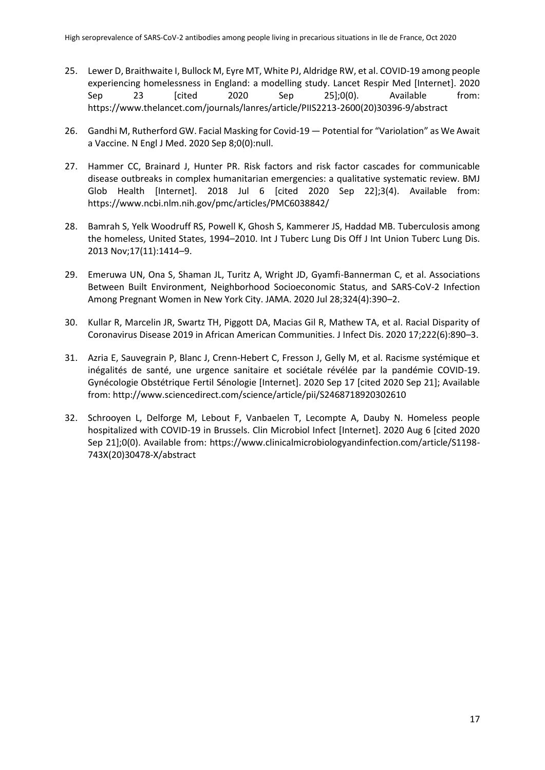25. Lewer D, Braithwaite I, Bullock M, Eyre MT, White PJ, Aldridge RW, et al. COVID-19 among people experiencing homelessness in England: a modelling study. Lancet Respir Med [Internet]. 2020 Sep 23 [cited 2020 Sep 25];0(0). Available from: https://www.thelancet.com/journals/lanres/article/PIIS2213-2600(20)30396-9/abstract

26. Gandhi M, Rutherford GW. Facial Masking for Covid-19 — Potential for "Variolation" as We Await a Vaccine. N Engl J Med. 2020 Sep 8;0(0):null.

27. Hammer CC, Brainard J, Hunter PR. Risk factors and risk factor cascades for communicable disease outbreaks in complex humanitarian emergencies: a qualitative systematic review. BMJ Glob Health [Internet]. 2018 Jul 6 [cited 2020 Sep 22];3(4). Available from: https://www.ncbi.nlm.nih.gov/pmc/articles/PMC6038842/

28. Bamrah S, Yelk Woodruff RS, Powell K, Ghosh S, Kammerer JS, Haddad MB. Tuberculosis among the homeless, United States, 1994–2010. Int J Tuberc Lung Dis Off J Int Union Tuberc Lung Dis. 2013 Nov;17(11):1414–9.

29. Emeruwa UN, Ona S, Shaman JL, Turitz A, Wright JD, Gyamfi-Bannerman C, et al. Associations Between Built Environment, Neighborhood Socioeconomic Status, and SARS-CoV-2 Infection Among Pregnant Women in New York City. JAMA. 2020 Jul 28;324(4):390–2.

30. Kullar R, Marcelin JR, Swartz TH, Piggott DA, Macias Gil R, Mathew TA, et al. Racial Disparity of Coronavirus Disease 2019 in African American Communities. J Infect Dis. 2020 17;222(6):890–3.

31. Azria E, Sauvegrain P, Blanc J, Crenn-Hebert C, Fresson J, Gelly M, et al. Racisme systémique et inégalités de santé, une urgence sanitaire et sociétale révélée par la pandémie COVID-19. Gynécologie Obstétrique Fertil Sénologie [Internet]. 2020 Sep 17 [cited 2020 Sep 21]; Available from: http://www.sciencedirect.com/science/article/pii/S2468718920302610

32. Schrooyen L, Delforge M, Lebout F, Vanbaelen T, Lecompte A, Dauby N. Homeless people hospitalized with COVID-19 in Brussels. Clin Microbiol Infect [Internet]. 2020 Aug 6 [cited 2020 Sep 21];0(0). Available from: https://www.clinicalmicrobiologyandinfection.com/article/S1198-743X(20)30478-X/abstract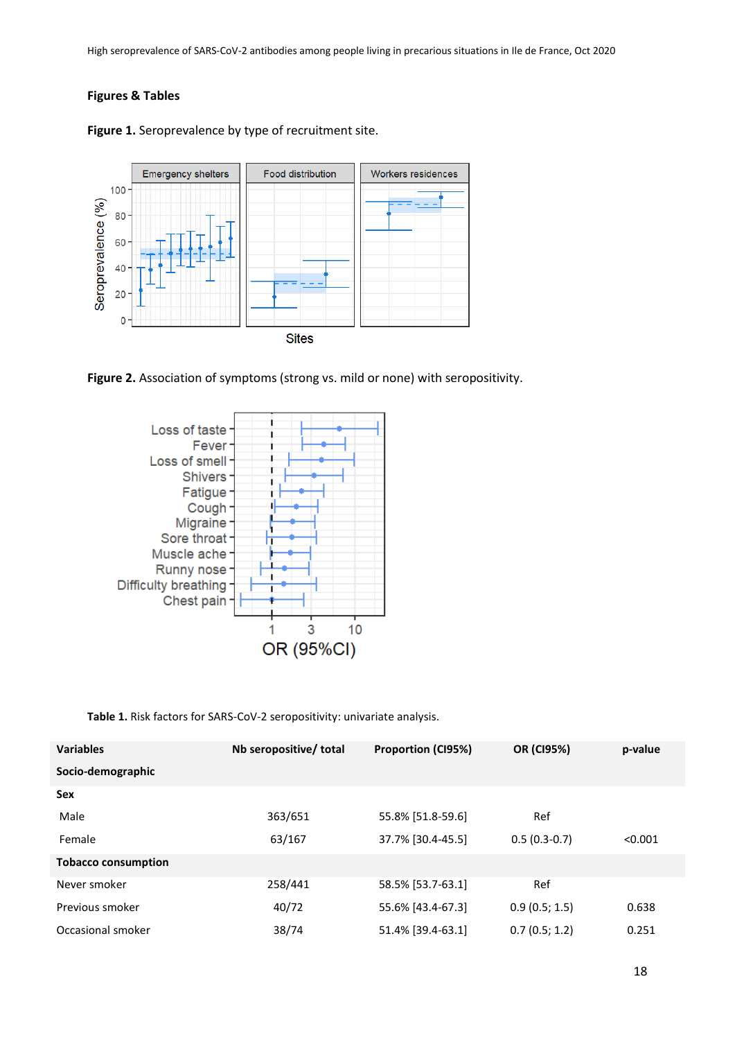## Figures & Tables

**Figure 1.** Seroprevalence by type of recruitment site.

**Figure 2.** Association of symptoms (strong vs. mild or none) with seropositivity.

**Table 1.** Risk factors for SARS-CoV-2 seropositivity: univariate analysis.

| Variables | Nb seropositive/ total | Proportion (CI95%) | OR (CI95%) | p-value |
|---|---|---|---|---|
| **Socio-demographic** | | | | |
| **Sex** | | | | |
| Male | 363/651 | 55.8% [51.8-59.6] | Ref | |
| Female | 63/167 | 37.7% [30.4-45.5] | 0.5 (0.3-0.7) | <0.001 |
| **Tobacco consumption** | | | | |
| Never smoker | 258/441 | 58.5% [53.7-63.1] | Ref | |
| Previous smoker | 40/72 | 55.6% [43.4-67.3] | 0.9 (0.5; 1.5) | 0.638 |
| Occasional smoker | 38/74 | 51.4% [39.4-63.1] | 0.7 (0.5; 1.2) | 0.251 |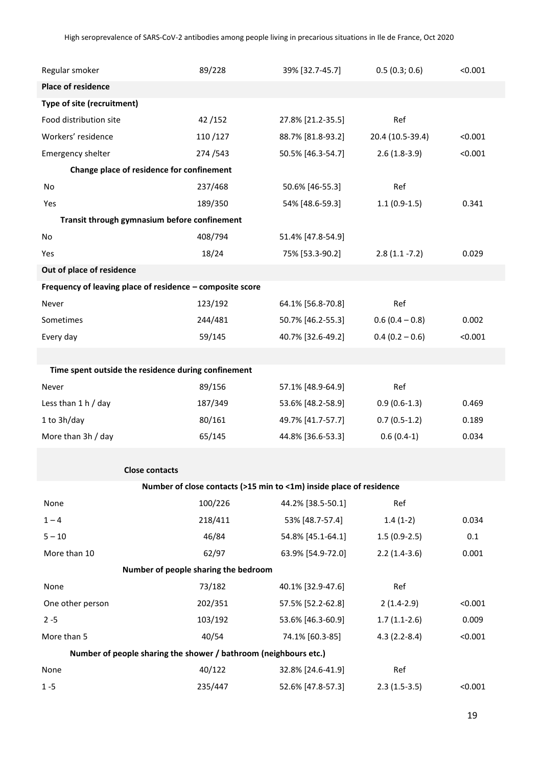| | | | | |
|---|---|---|---|---|
| Regular smoker | 89/228 | 39% [32.7-45.7] | 0.5 (0.3; 0.6) | <0.001 |
| **Place of residence** | | | | |
| **Type of site (recruitment)** | | | | |
| Food distribution site | 42 /152 | 27.8% [21.2-35.5] | Ref | |
| Workers' residence | 110 /127 | 88.7% [81.8-93.2] | 20.4 (10.5-39.4) | <0.001 |
| Emergency shelter | 274 /543 | 50.5% [46.3-54.7] | 2.6 (1.8-3.9) | <0.001 |
| **Change place of residence for confinement** | | | | |
| No | 237/468 | 50.6% [46-55.3] | Ref | |
| Yes | 189/350 | 54% [48.6-59.3] | 1.1 (0.9-1.5) | 0.341 |
| **Transit through gymnasium before confinement** | | | | |
| No | 408/794 | 51.4% [47.8-54.9] | | |
| Yes | 18/24 | 75% [53.3-90.2] | 2.8 (1.1 -7.2) | 0.029 |
| **Out of place of residence** | | | | |
| **Frequency of leaving place of residence – composite score** | | | | |
| Never | 123/192 | 64.1% [56.8-70.8] | Ref | |
| Sometimes | 244/481 | 50.7% [46.2-55.3] | 0.6 (0.4 – 0.8) | 0.002 |
| Every day | 59/145 | 40.7% [32.6-49.2] | 0.4 (0.2 – 0.6) | <0.001 |
| | | | | |
| **Time spent outside the residence during confinement** | | | | |
| Never | 89/156 | 57.1% [48.9-64.9] | Ref | |
| Less than 1 h / day | 187/349 | 53.6% [48.2-58.9] | 0.9 (0.6-1.3) | 0.469 |
| 1 to 3h/day | 80/161 | 49.7% [41.7-57.7] | 0.7 (0.5-1.2) | 0.189 |
| More than 3h / day | 65/145 | 44.8% [36.6-53.3] | 0.6 (0.4-1) | 0.034 |
| | | | | |
| **Close contacts** | | | | |
| **Number of close contacts (>15 min to <1m) inside place of residence** | | | | |
| None | 100/226 | 44.2% [38.5-50.1] | Ref | |
| 1 – 4 | 218/411 | 53% [48.7-57.4] | 1.4 (1-2) | 0.034 |
| 5 – 10 | 46/84 | 54.8% [45.1-64.1] | 1.5 (0.9-2.5) | 0.1 |
| More than 10 | 62/97 | 63.9% [54.9-72.0] | 2.2 (1.4-3.6) | 0.001 |
| **Number of people sharing the bedroom** | | | | |
| None | 73/182 | 40.1% [32.9-47.6] | Ref | |
| One other person | 202/351 | 57.5% [52.2-62.8] | 2 (1.4-2.9) | <0.001 |
| 2 -5 | 103/192 | 53.6% [46.3-60.9] | 1.7 (1.1-2.6) | 0.009 |
| More than 5 | 40/54 | 74.1% [60.3-85] | 4.3 (2.2-8.4) | <0.001 |
| **Number of people sharing the shower / bathroom (neighbours etc.)** | | | | |
| None | 40/122 | 32.8% [24.6-41.9] | Ref | |
| 1 -5 | 235/447 | 52.6% [47.8-57.3] | 2.3 (1.5-3.5) | <0.001 |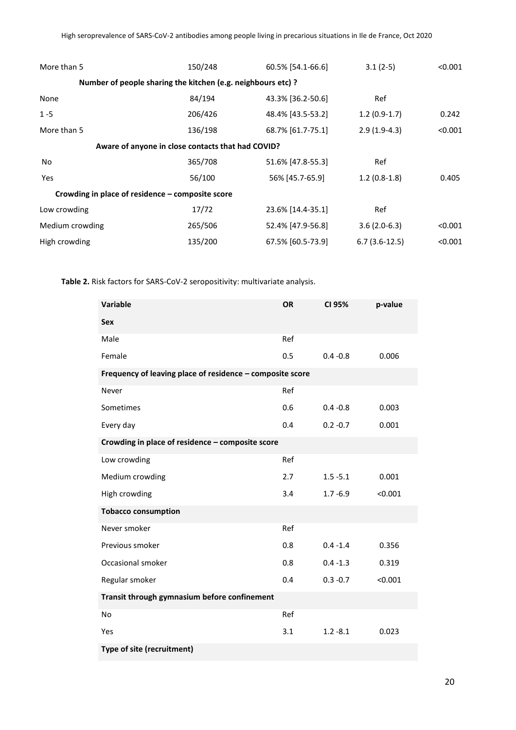| | | | | |
|---|---|---|---|---|
| More than 5 | 150/248 | 60.5% [54.1-66.6] | 3.1 (2-5) | <0.001 |
| **Number of people sharing the kitchen (e.g. neighbours etc) ?** | | | | |
| None | 84/194 | 43.3% [36.2-50.6] | Ref | |
| 1 -5 | 206/426 | 48.4% [43.5-53.2] | 1.2 (0.9-1.7) | 0.242 |
| More than 5 | 136/198 | 68.7% [61.7-75.1] | 2.9 (1.9-4.3) | <0.001 |
| **Aware of anyone in close contacts that had COVID?** | | | | |
| No | 365/708 | 51.6% [47.8-55.3] | Ref | |
| Yes | 56/100 | 56% [45.7-65.9] | 1.2 (0.8-1.8) | 0.405 |
| **Crowding in place of residence – composite score** | | | | |
| Low crowding | 17/72 | 23.6% [14.4-35.1] | Ref | |
| Medium crowding | 265/506 | 52.4% [47.9-56.8] | 3.6 (2.0-6.3) | <0.001 |
| High crowding | 135/200 | 67.5% [60.5-73.9] | 6.7 (3.6-12.5) | <0.001 |

**Table 2.** Risk factors for SARS-CoV-2 seropositivity: multivariate analysis.

| Variable | OR | CI 95% | p-value |
|---|---|---|---|
| **Sex** | | | |
| Male | Ref | | |
| Female | 0.5 | 0.4 -0.8 | 0.006 |
| **Frequency of leaving place of residence – composite score** | | | |
| Never | Ref | | |
| Sometimes | 0.6 | 0.4 -0.8 | 0.003 |
| Every day | 0.4 | 0.2 -0.7 | 0.001 |
| **Crowding in place of residence – composite score** | | | |
| Low crowding | Ref | | |
| Medium crowding | 2.7 | 1.5 -5.1 | 0.001 |
| High crowding | 3.4 | 1.7 -6.9 | <0.001 |
| **Tobacco consumption** | | | |
| Never smoker | Ref | | |
| Previous smoker | 0.8 | 0.4 -1.4 | 0.356 |
| Occasional smoker | 0.8 | 0.4 -1.3 | 0.319 |
| Regular smoker | 0.4 | 0.3 -0.7 | <0.001 |
| **Transit through gymnasium before confinement** | | | |
| No | Ref | | |
| Yes | 3.1 | 1.2 -8.1 | 0.023 |
| **Type of site (recruitment)** | | | |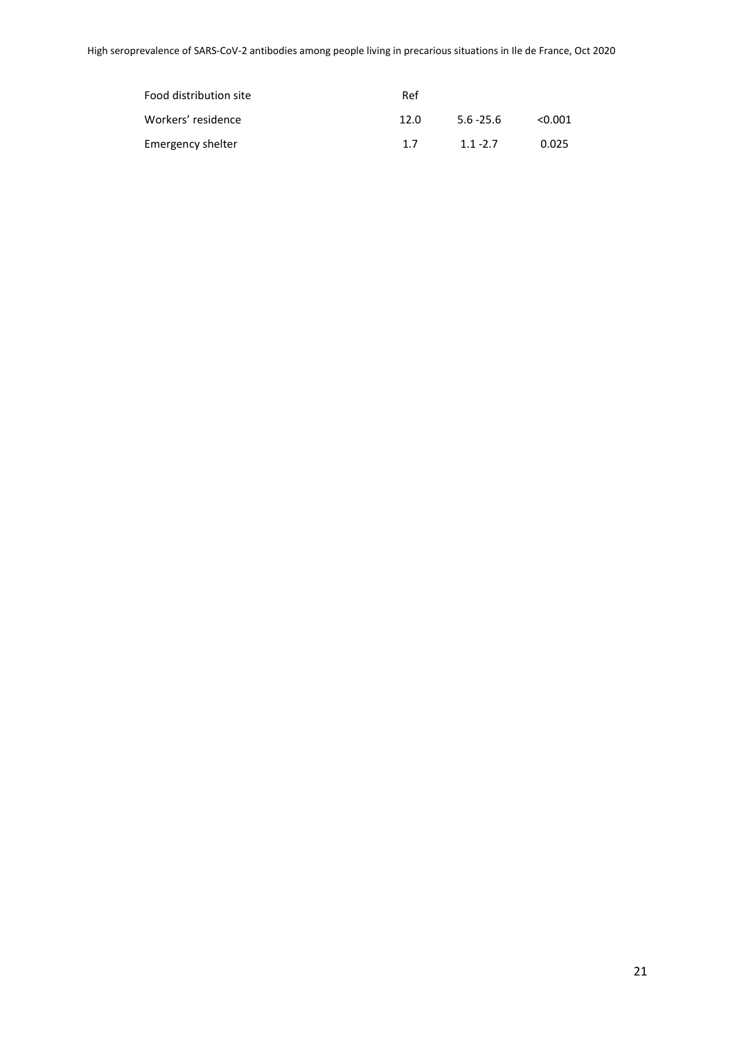| | | | |
|---|---|---|---|
| Food distribution site | Ref | | |
| Workers' residence | 12.0 | 5.6 -25.6 | <0.001 |
| Emergency shelter | 1.7 | 1.1 -2.7 | 0.025 |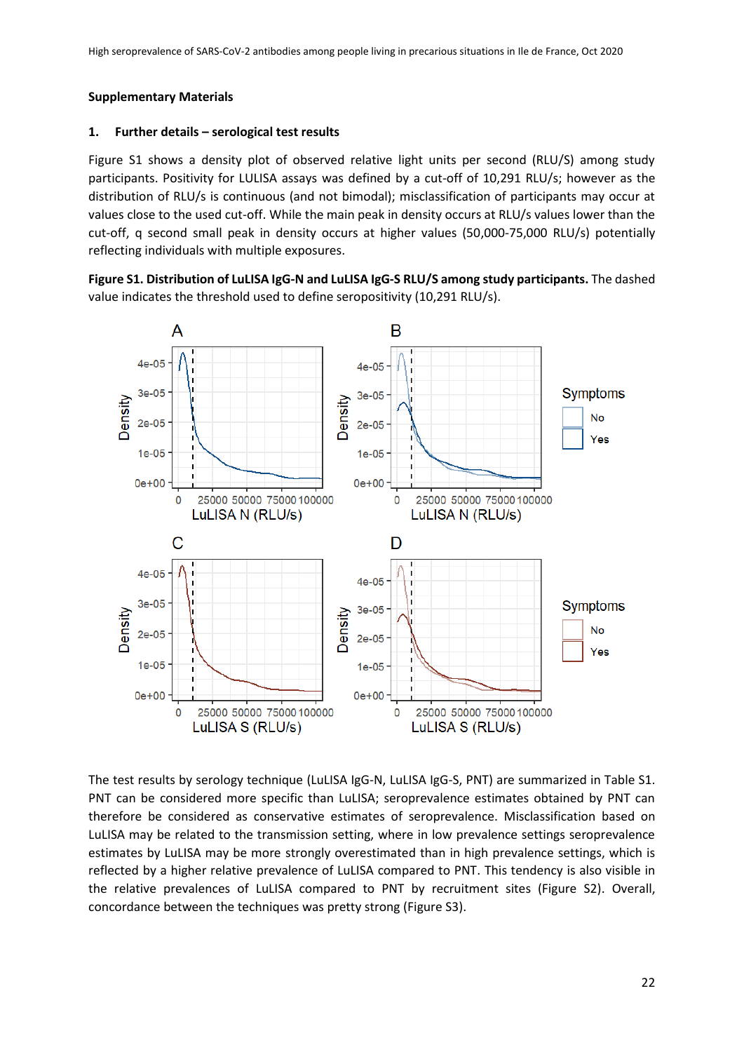## Supplementary Materials

### 1. Further details – serological test results

Figure S1 shows a density plot of observed relative light units per second (RLU/S) among study participants. Positivity for LULISA assays was defined by a cut-off of 10,291 RLU/s; however as the distribution of RLU/s is continuous (and not bimodal); misclassification of participants may occur at values close to the used cut-off. While the main peak in density occurs at RLU/s values lower than the cut-off, q second small peak in density occurs at higher values (50,000-75,000 RLU/s) potentially reflecting individuals with multiple exposures.

**Figure S1. Distribution of LuLISA IgG-N and LuLISA IgG-S RLU/S among study participants.** The dashed value indicates the threshold used to define seropositivity (10,291 RLU/s).

The test results by serology technique (LuLISA IgG-N, LuLISA IgG-S, PNT) are summarized in Table S1. PNT can be considered more specific than LuLISA; seroprevalence estimates obtained by PNT can therefore be considered as conservative estimates of seroprevalence. Misclassification based on LuLISA may be related to the transmission setting, where in low prevalence settings seroprevalence estimates by LuLISA may be more strongly overestimated than in high prevalence settings, which is reflected by a higher relative prevalence of LuLISA compared to PNT. This tendency is also visible in the relative prevalences of LuLISA compared to PNT by recruitment sites (Figure S2). Overall, concordance between the techniques was pretty strong (Figure S3).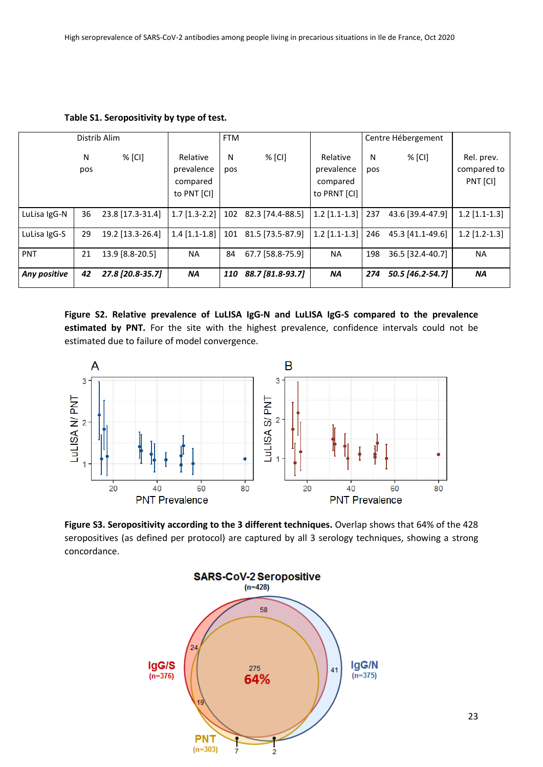**Table S1. Seropositivity by type of test.**

| | Distrib Alim | | Relative prevalence compared to PNT [CI] | FTM | | Relative prevalence compared to PRNT [CI] | Centre Hébergement | | Rel. prev. compared to PNT [CI] |
|---|---|---|---|---|---|---|---|---|---|
| | N pos | % [CI] | | N pos | % [CI] | | N pos | % [CI] | |
| LuLisa IgG-N | 36 | 23.8 [17.3-31.4] | 1.7 [1.3-2.2] | 102 | 82.3 [74.4-88.5] | 1.2 [1.1-1.3] | 237 | 43.6 [39.4-47.9] | 1.2 [1.1-1.3] |
| LuLisa IgG-S | 29 | 19.2 [13.3-26.4] | 1.4 [1.1-1.8] | 101 | 81.5 [73.5-87.9] | 1.2 [1.1-1.3] | 246 | 45.3 [41.1-49.6] | 1.2 [1.2-1.3] |
| PNT | 21 | 13.9 [8.8-20.5] | NA | 84 | 67.7 [58.8-75.9] | NA | 198 | 36.5 [32.4-40.7] | NA |
| ***Any positive*** | ***42*** | ***27.8 [20.8-35.7]*** | ***NA*** | ***110*** | ***88.7 [81.8-93.7]*** | ***NA*** | ***274*** | ***50.5 [46.2-54.7]*** | ***NA*** |

**Figure S2. Relative prevalence of LuLISA IgG-N and LuLISA IgG-S compared to the prevalence estimated by PNT.** For the site with the highest prevalence, confidence intervals could not be estimated due to failure of model convergence.

**Figure S3. Seropositivity according to the 3 different techniques.** Overlap shows that 64% of the 428 seropositives (as defined per protocol) are captured by all 3 serology techniques, showing a strong concordance.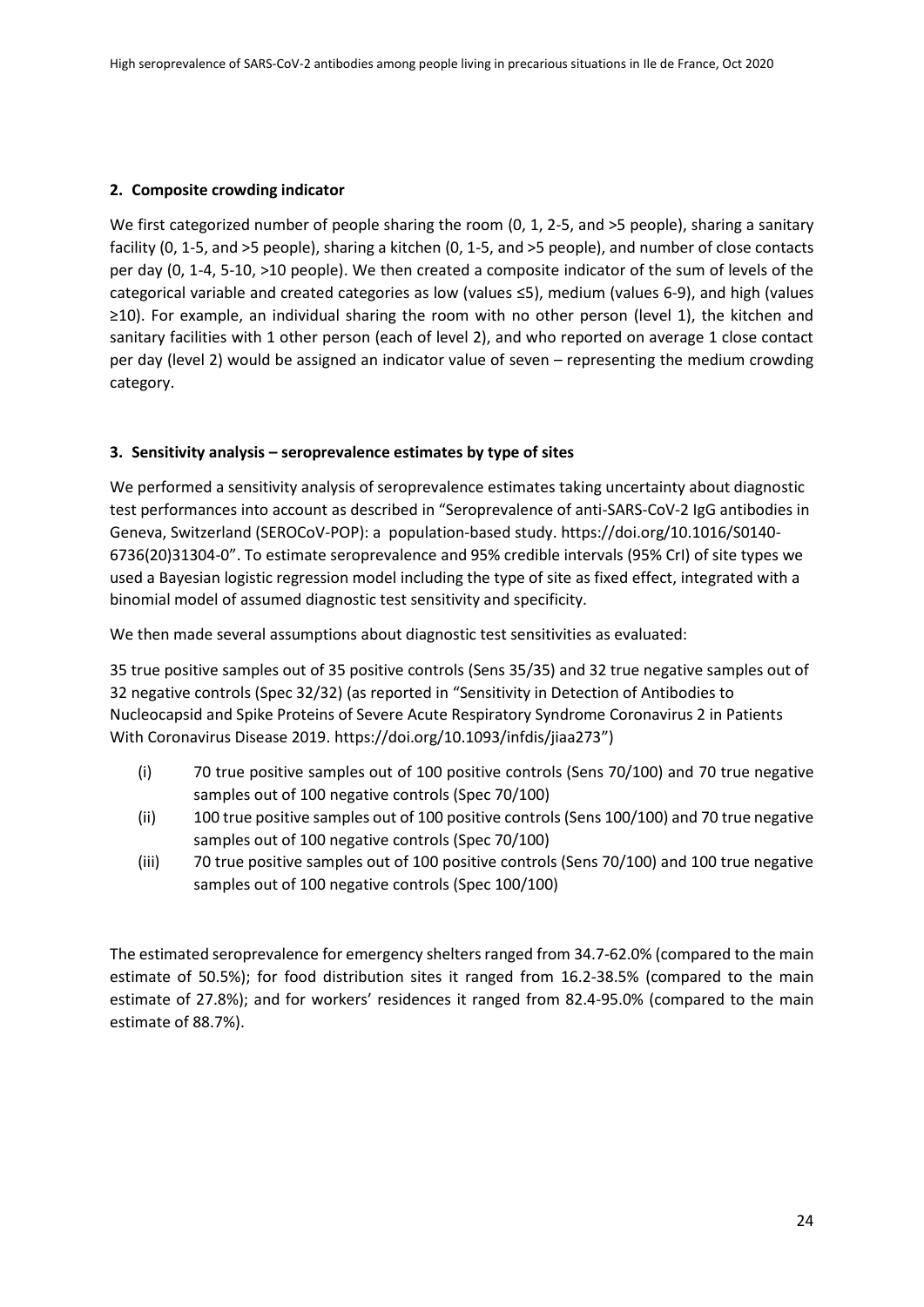## 2. Composite crowding indicator

We first categorized number of people sharing the room (0, 1, 2-5, and >5 people), sharing a sanitary facility (0, 1-5, and >5 people), sharing a kitchen (0, 1-5, and >5 people), and number of close contacts per day (0, 1-4, 5-10, >10 people). We then created a composite indicator of the sum of levels of the categorical variable and created categories as low (values ≤5), medium (values 6-9), and high (values ≥10). For example, an individual sharing the room with no other person (level 1), the kitchen and sanitary facilities with 1 other person (each of level 2), and who reported on average 1 close contact per day (level 2) would be assigned an indicator value of seven – representing the medium crowding category.

## 3. Sensitivity analysis – seroprevalence estimates by type of sites

We performed a sensitivity analysis of seroprevalence estimates taking uncertainty about diagnostic test performances into account as described in "Seroprevalence of anti-SARS-CoV-2 IgG antibodies in Geneva, Switzerland (SEROCoV-POP): a population-based study. https://doi.org/10.1016/S0140-6736(20)31304-0". To estimate seroprevalence and 95% credible intervals (95% CrI) of site types we used a Bayesian logistic regression model including the type of site as fixed effect, integrated with a binomial model of assumed diagnostic test sensitivity and specificity.

We then made several assumptions about diagnostic test sensitivities as evaluated:

35 true positive samples out of 35 positive controls (Sens 35/35) and 32 true negative samples out of 32 negative controls (Spec 32/32) (as reported in "Sensitivity in Detection of Antibodies to Nucleocapsid and Spike Proteins of Severe Acute Respiratory Syndrome Coronavirus 2 in Patients With Coronavirus Disease 2019. https://doi.org/10.1093/infdis/jiaa273")

(i) 70 true positive samples out of 100 positive controls (Sens 70/100) and 70 true negative samples out of 100 negative controls (Spec 70/100)

(ii) 100 true positive samples out of 100 positive controls (Sens 100/100) and 70 true negative samples out of 100 negative controls (Spec 70/100)

(iii) 70 true positive samples out of 100 positive controls (Sens 70/100) and 100 true negative samples out of 100 negative controls (Spec 100/100)

The estimated seroprevalence for emergency shelters ranged from 34.7-62.0% (compared to the main estimate of 50.5%); for food distribution sites it ranged from 16.2-38.5% (compared to the main estimate of 27.8%); and for workers' residences it ranged from 82.4-95.0% (compared to the main estimate of 88.7%).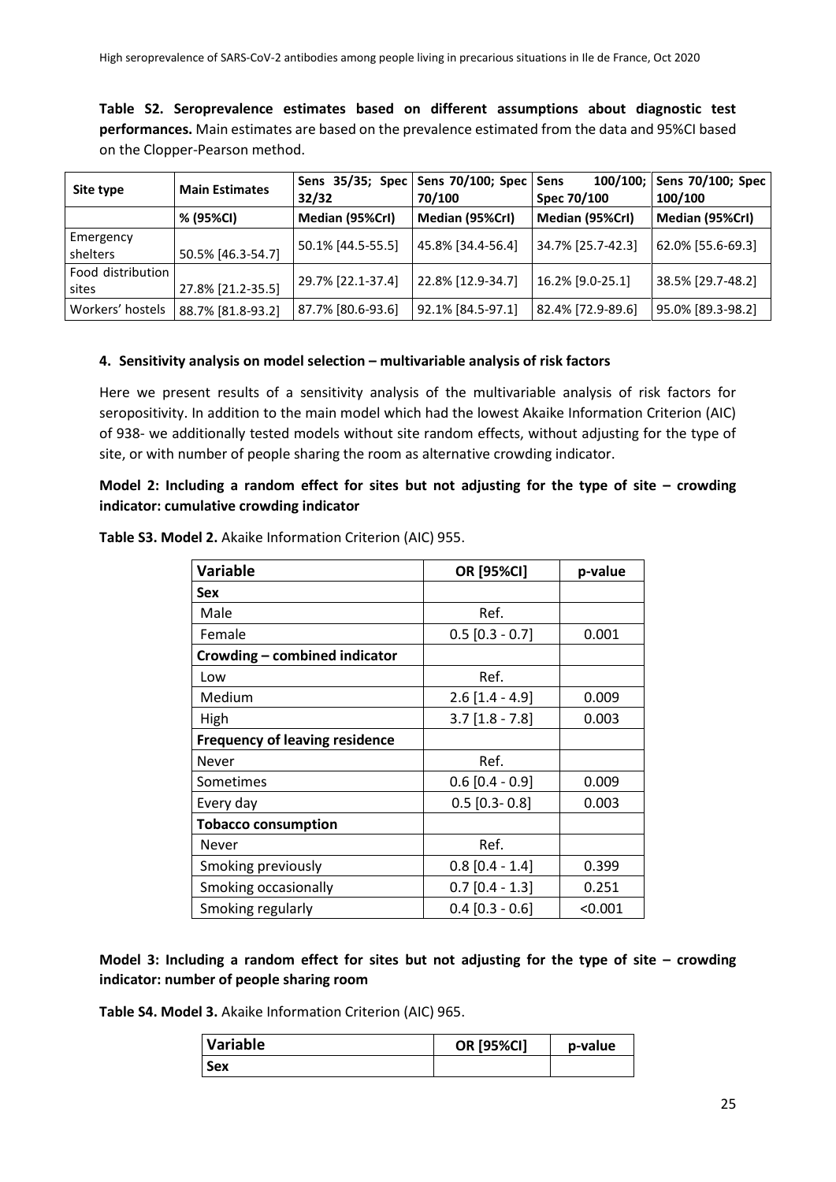**Table S2. Seroprevalence estimates based on different assumptions about diagnostic test performances.** Main estimates are based on the prevalence estimated from the data and 95%CI based on the Clopper-Pearson method.

| Site type | Main Estimates | Sens 35/35; Spec 32/32 | Sens 70/100; Spec 70/100 | Sens 100/100; Spec 70/100 | Sens 70/100; Spec 100/100 |
|---|---|---|---|---|---|
| | % (95%CI) | Median (95%CrI) | Median (95%CrI) | Median (95%CrI) | Median (95%CrI) |
| Emergency shelters | 50.5% [46.3-54.7] | 50.1% [44.5-55.5] | 45.8% [34.4-56.4] | 34.7% [25.7-42.3] | 62.0% [55.6-69.3] |
| Food distribution sites | 27.8% [21.2-35.5] | 29.7% [22.1-37.4] | 22.8% [12.9-34.7] | 16.2% [9.0-25.1] | 38.5% [29.7-48.2] |
| Workers' hostels | 88.7% [81.8-93.2] | 87.7% [80.6-93.6] | 92.1% [84.5-97.1] | 82.4% [72.9-89.6] | 95.0% [89.3-98.2] |

#### 4. Sensitivity analysis on model selection – multivariable analysis of risk factors

Here we present results of a sensitivity analysis of the multivariable analysis of risk factors for seropositivity. In addition to the main model which had the lowest Akaike Information Criterion (AIC) of 938- we additionally tested models without site random effects, without adjusting for the type of site, or with number of people sharing the room as alternative crowding indicator.

**Model 2: Including a random effect for sites but not adjusting for the type of site – crowding indicator: cumulative crowding indicator**

**Table S3. Model 2.** Akaike Information Criterion (AIC) 955.

| Variable | OR [95%CI] | p-value |
|---|---|---|
| **Sex** | | |
| Male | Ref. | |
| Female | 0.5 [0.3 - 0.7] | 0.001 |
| **Crowding – combined indicator** | | |
| Low | Ref. | |
| Medium | 2.6 [1.4 - 4.9] | 0.009 |
| High | 3.7 [1.8 - 7.8] | 0.003 |
| **Frequency of leaving residence** | | |
| Never | Ref. | |
| Sometimes | 0.6 [0.4 - 0.9] | 0.009 |
| Every day | 0.5 [0.3- 0.8] | 0.003 |
| **Tobacco consumption** | | |
| Never | Ref. | |
| Smoking previously | 0.8 [0.4 - 1.4] | 0.399 |
| Smoking occasionally | 0.7 [0.4 - 1.3] | 0.251 |
| Smoking regularly | 0.4 [0.3 - 0.6] | <0.001 |

**Model 3: Including a random effect for sites but not adjusting for the type of site – crowding indicator: number of people sharing room**

**Table S4. Model 3.** Akaike Information Criterion (AIC) 965.

| Variable | OR [95%CI] | p-value |
|---|---|---|
| **Sex** | | |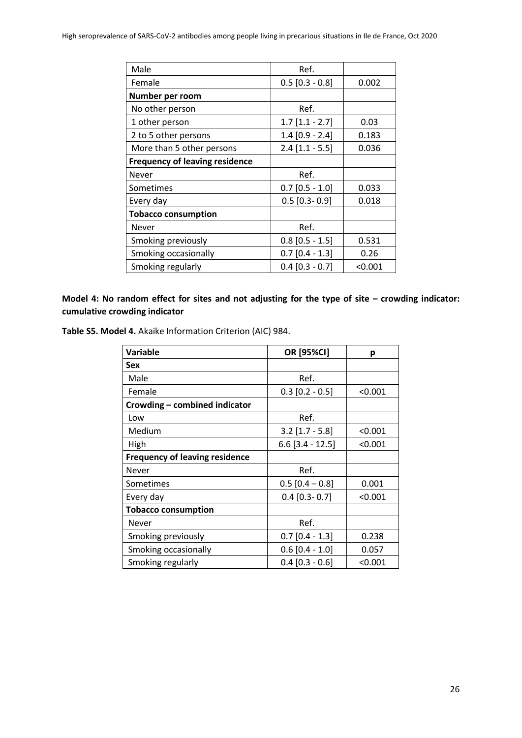| | | |
|---|---|---|
| Male | Ref. | |
| Female | 0.5 [0.3 - 0.8] | 0.002 |
| **Number per room** | | |
| No other person | Ref. | |
| 1 other person | 1.7 [1.1 - 2.7] | 0.03 |
| 2 to 5 other persons | 1.4 [0.9 - 2.4] | 0.183 |
| More than 5 other persons | 2.4 [1.1 - 5.5] | 0.036 |
| **Frequency of leaving residence** | | |
| Never | Ref. | |
| Sometimes | 0.7 [0.5 - 1.0] | 0.033 |
| Every day | 0.5 [0.3- 0.9] | 0.018 |
| **Tobacco consumption** | | |
| Never | Ref. | |
| Smoking previously | 0.8 [0.5 - 1.5] | 0.531 |
| Smoking occasionally | 0.7 [0.4 - 1.3] | 0.26 |
| Smoking regularly | 0.4 [0.3 - 0.7] | <0.001 |

**Model 4: No random effect for sites and not adjusting for the type of site – crowding indicator: cumulative crowding indicator**

**Table S5. Model 4.** Akaike Information Criterion (AIC) 984.

| **Variable** | **OR [95%CI]** | **p** |
|---|---|---|
| **Sex** | | |
| Male | Ref. | |
| Female | 0.3 [0.2 - 0.5] | <0.001 |
| **Crowding – combined indicator** | | |
| Low | Ref. | |
| Medium | 3.2 [1.7 - 5.8] | <0.001 |
| High | 6.6 [3.4 - 12.5] | <0.001 |
| **Frequency of leaving residence** | | |
| Never | Ref. | |
| Sometimes | 0.5 [0.4 – 0.8] | 0.001 |
| Every day | 0.4 [0.3- 0.7] | <0.001 |
| **Tobacco consumption** | | |
| Never | Ref. | |
| Smoking previously | 0.7 [0.4 - 1.3] | 0.238 |
| Smoking occasionally | 0.6 [0.4 - 1.0] | 0.057 |
| Smoking regularly | 0.4 [0.3 - 0.6] | <0.001 |